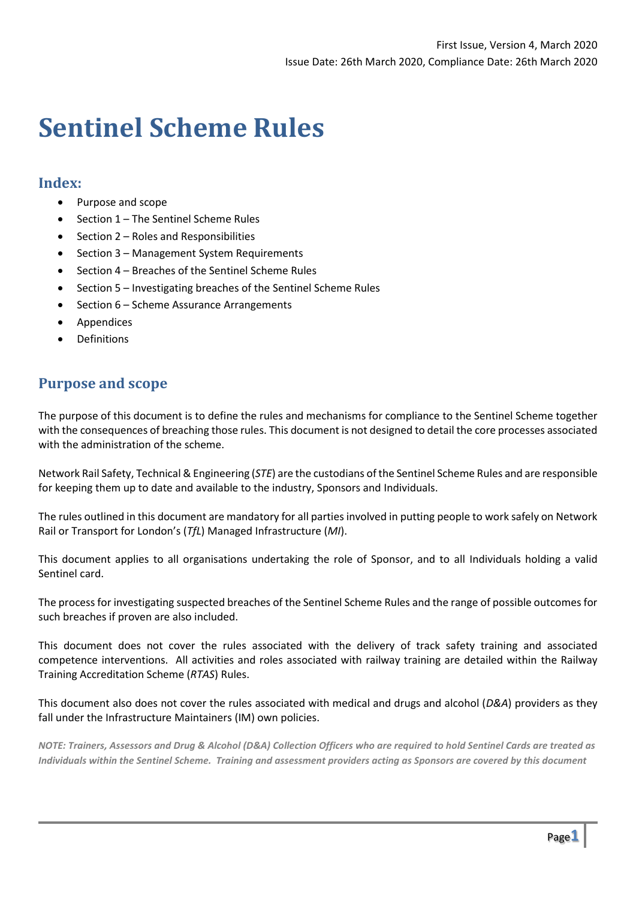First Issue, Version 4, March 2020

Issue Date: 26th March 2020, Compliance Date: 26th March 2020

# Sentinel Scheme Rules

## Index:

- Purpose and scope
- Section 1 – The Sentinel Scheme Rules
- Section 2 – Roles and Responsibilities
- Section 3 – Management System Requirements
- Section 4 – Breaches of the Sentinel Scheme Rules
- Section 5 – Investigating breaches of the Sentinel Scheme Rules
- Section 6 – Scheme Assurance Arrangements
- Appendices
- Definitions

## Purpose and scope

The purpose of this document is to define the rules and mechanisms for compliance to the Sentinel Scheme together with the consequences of breaching those rules. This document is not designed to detail the core processes associated with the administration of the scheme.

Network Rail Safety, Technical & Engineering (*STE*) are the custodians of the Sentinel Scheme Rules and are responsible for keeping them up to date and available to the industry, Sponsors and Individuals.

The rules outlined in this document are mandatory for all parties involved in putting people to work safely on Network Rail or Transport for London's (*TfL*) Managed Infrastructure (*MI*).

This document applies to all organisations undertaking the role of Sponsor, and to all Individuals holding a valid Sentinel card.

The process for investigating suspected breaches of the Sentinel Scheme Rules and the range of possible outcomes for such breaches if proven are also included.

This document does not cover the rules associated with the delivery of track safety training and associated competence interventions. All activities and roles associated with railway training are detailed within the Railway Training Accreditation Scheme (*RTAS*) Rules.

This document also does not cover the rules associated with medical and drugs and alcohol (*D&A*) providers as they fall under the Infrastructure Maintainers (IM) own policies.

***NOTE: Trainers, Assessors and Drug & Alcohol (D&A) Collection Officers who are required to hold Sentinel Cards are treated as Individuals within the Sentinel Scheme. Training and assessment providers acting as Sponsors are covered by this document***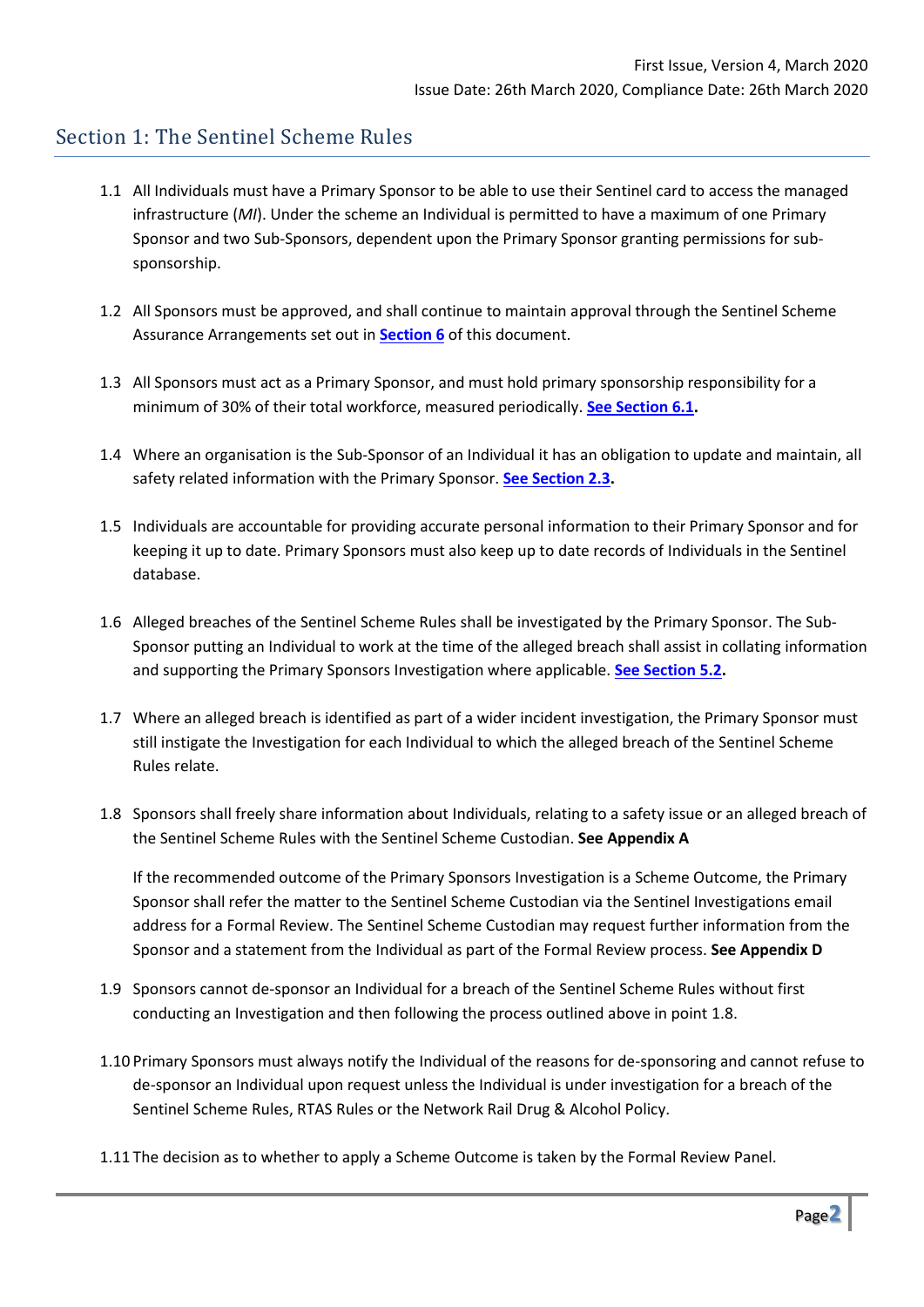First Issue, Version 4, March 2020

Issue Date: 26th March 2020, Compliance Date: 26th March 2020

## Section 1: The Sentinel Scheme Rules

1.1 All Individuals must have a Primary Sponsor to be able to use their Sentinel card to access the managed infrastructure (*MI*). Under the scheme an Individual is permitted to have a maximum of one Primary Sponsor and two Sub-Sponsors, dependent upon the Primary Sponsor granting permissions for sub-sponsorship.

1.2 All Sponsors must be approved, and shall continue to maintain approval through the Sentinel Scheme Assurance Arrangements set out in **Section 6** of this document.

1.3 All Sponsors must act as a Primary Sponsor, and must hold primary sponsorship responsibility for a minimum of 30% of their total workforce, measured periodically. **See Section 6.1.**

1.4 Where an organisation is the Sub-Sponsor of an Individual it has an obligation to update and maintain, all safety related information with the Primary Sponsor. **See Section 2.3.**

1.5 Individuals are accountable for providing accurate personal information to their Primary Sponsor and for keeping it up to date. Primary Sponsors must also keep up to date records of Individuals in the Sentinel database.

1.6 Alleged breaches of the Sentinel Scheme Rules shall be investigated by the Primary Sponsor. The Sub-Sponsor putting an Individual to work at the time of the alleged breach shall assist in collating information and supporting the Primary Sponsors Investigation where applicable. **See Section 5.2.**

1.7 Where an alleged breach is identified as part of a wider incident investigation, the Primary Sponsor must still instigate the Investigation for each Individual to which the alleged breach of the Sentinel Scheme Rules relate.

1.8 Sponsors shall freely share information about Individuals, relating to a safety issue or an alleged breach of the Sentinel Scheme Rules with the Sentinel Scheme Custodian. **See Appendix A**

If the recommended outcome of the Primary Sponsors Investigation is a Scheme Outcome, the Primary Sponsor shall refer the matter to the Sentinel Scheme Custodian via the Sentinel Investigations email address for a Formal Review. The Sentinel Scheme Custodian may request further information from the Sponsor and a statement from the Individual as part of the Formal Review process. **See Appendix D**

1.9 Sponsors cannot de-sponsor an Individual for a breach of the Sentinel Scheme Rules without first conducting an Investigation and then following the process outlined above in point 1.8.

1.10 Primary Sponsors must always notify the Individual of the reasons for de-sponsoring and cannot refuse to de-sponsor an Individual upon request unless the Individual is under investigation for a breach of the Sentinel Scheme Rules, RTAS Rules or the Network Rail Drug & Alcohol Policy.

1.11 The decision as to whether to apply a Scheme Outcome is taken by the Formal Review Panel.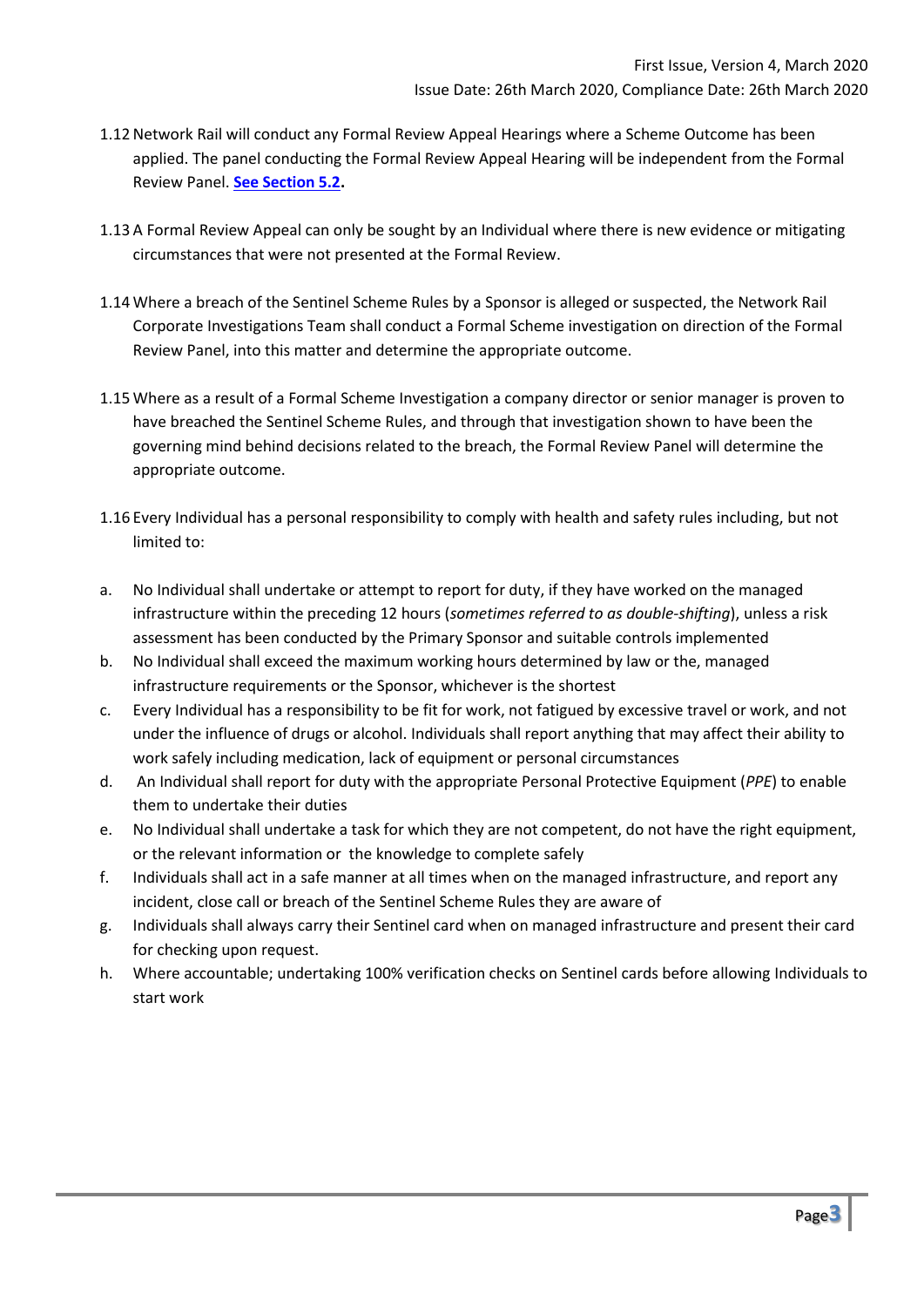1.12 Network Rail will conduct any Formal Review Appeal Hearings where a Scheme Outcome has been applied. The panel conducting the Formal Review Appeal Hearing will be independent from the Formal Review Panel. **See Section 5.2.**

1.13 A Formal Review Appeal can only be sought by an Individual where there is new evidence or mitigating circumstances that were not presented at the Formal Review.

1.14 Where a breach of the Sentinel Scheme Rules by a Sponsor is alleged or suspected, the Network Rail Corporate Investigations Team shall conduct a Formal Scheme investigation on direction of the Formal Review Panel, into this matter and determine the appropriate outcome.

1.15 Where as a result of a Formal Scheme Investigation a company director or senior manager is proven to have breached the Sentinel Scheme Rules, and through that investigation shown to have been the governing mind behind decisions related to the breach, the Formal Review Panel will determine the appropriate outcome.

1.16 Every Individual has a personal responsibility to comply with health and safety rules including, but not limited to:

a. No Individual shall undertake or attempt to report for duty, if they have worked on the managed infrastructure within the preceding 12 hours (*sometimes referred to as double-shifting*), unless a risk assessment has been conducted by the Primary Sponsor and suitable controls implemented
b. No Individual shall exceed the maximum working hours determined by law or the, managed infrastructure requirements or the Sponsor, whichever is the shortest
c. Every Individual has a responsibility to be fit for work, not fatigued by excessive travel or work, and not under the influence of drugs or alcohol. Individuals shall report anything that may affect their ability to work safely including medication, lack of equipment or personal circumstances
d. An Individual shall report for duty with the appropriate Personal Protective Equipment (*PPE*) to enable them to undertake their duties
e. No Individual shall undertake a task for which they are not competent, do not have the right equipment, or the relevant information or the knowledge to complete safely
f. Individuals shall act in a safe manner at all times when on the managed infrastructure, and report any incident, close call or breach of the Sentinel Scheme Rules they are aware of
g. Individuals shall always carry their Sentinel card when on managed infrastructure and present their card for checking upon request.
h. Where accountable; undertaking 100% verification checks on Sentinel cards before allowing Individuals to start work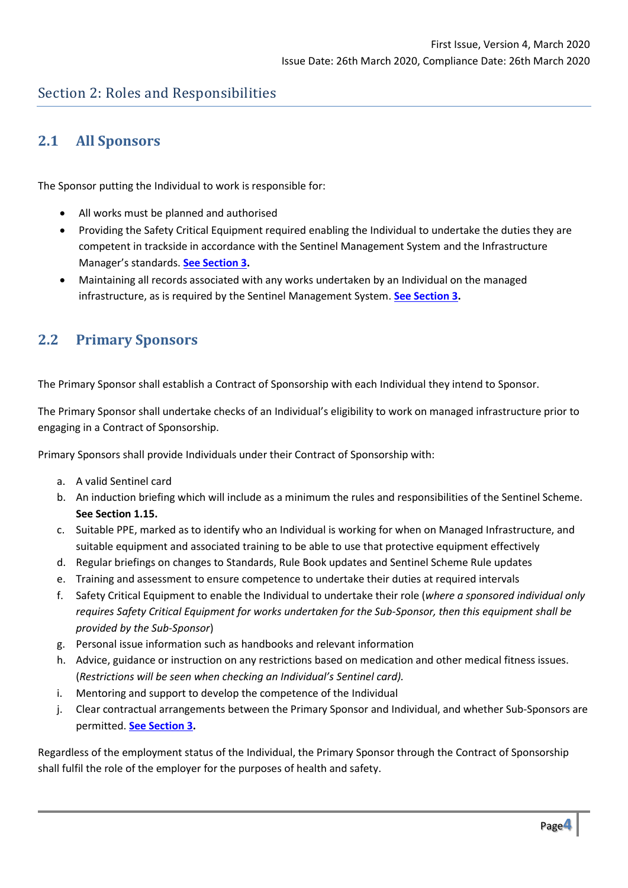## Section 2: Roles and Responsibilities

### 2.1 All Sponsors

The Sponsor putting the Individual to work is responsible for:

- All works must be planned and authorised
- Providing the Safety Critical Equipment required enabling the Individual to undertake the duties they are competent in trackside in accordance with the Sentinel Management System and the Infrastructure Manager's standards. **See Section 3.**
- Maintaining all records associated with any works undertaken by an Individual on the managed infrastructure, as is required by the Sentinel Management System. **See Section 3.**

### 2.2 Primary Sponsors

The Primary Sponsor shall establish a Contract of Sponsorship with each Individual they intend to Sponsor.

The Primary Sponsor shall undertake checks of an Individual's eligibility to work on managed infrastructure prior to engaging in a Contract of Sponsorship.

Primary Sponsors shall provide Individuals under their Contract of Sponsorship with:

a. A valid Sentinel card
b. An induction briefing which will include as a minimum the rules and responsibilities of the Sentinel Scheme. **See Section 1.15.**
c. Suitable PPE, marked as to identify who an Individual is working for when on Managed Infrastructure, and suitable equipment and associated training to be able to use that protective equipment effectively
d. Regular briefings on changes to Standards, Rule Book updates and Sentinel Scheme Rule updates
e. Training and assessment to ensure competence to undertake their duties at required intervals
f. Safety Critical Equipment to enable the Individual to undertake their role (*where a sponsored individual only requires Safety Critical Equipment for works undertaken for the Sub-Sponsor, then this equipment shall be provided by the Sub-Sponsor*)
g. Personal issue information such as handbooks and relevant information
h. Advice, guidance or instruction on any restrictions based on medication and other medical fitness issues. (*Restrictions will be seen when checking an Individual's Sentinel card).*
i. Mentoring and support to develop the competence of the Individual
j. Clear contractual arrangements between the Primary Sponsor and Individual, and whether Sub-Sponsors are permitted. **See Section 3.**

Regardless of the employment status of the Individual, the Primary Sponsor through the Contract of Sponsorship shall fulfil the role of the employer for the purposes of health and safety.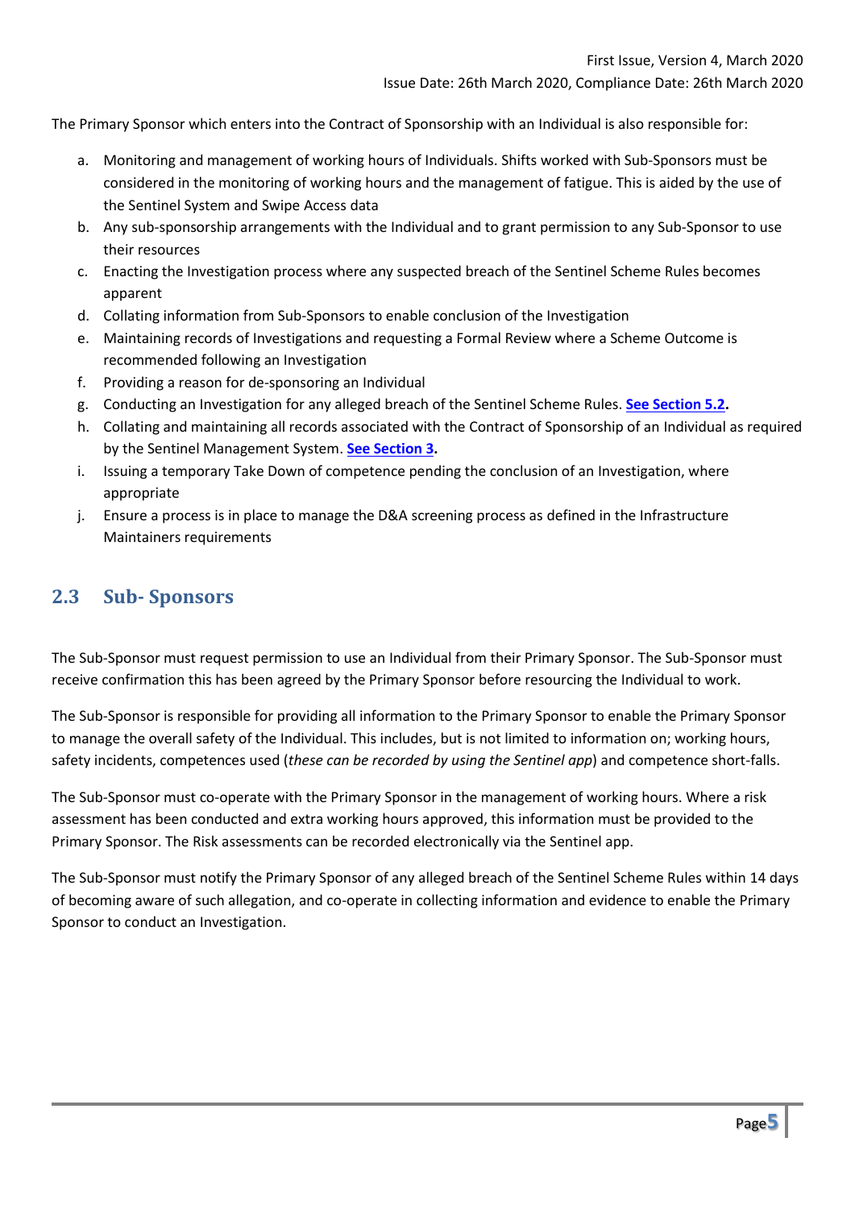The Primary Sponsor which enters into the Contract of Sponsorship with an Individual is also responsible for:

a. Monitoring and management of working hours of Individuals. Shifts worked with Sub-Sponsors must be considered in the monitoring of working hours and the management of fatigue. This is aided by the use of the Sentinel System and Swipe Access data
b. Any sub-sponsorship arrangements with the Individual and to grant permission to any Sub-Sponsor to use their resources
c. Enacting the Investigation process where any suspected breach of the Sentinel Scheme Rules becomes apparent
d. Collating information from Sub-Sponsors to enable conclusion of the Investigation
e. Maintaining records of Investigations and requesting a Formal Review where a Scheme Outcome is recommended following an Investigation
f. Providing a reason for de-sponsoring an Individual
g. Conducting an Investigation for any alleged breach of the Sentinel Scheme Rules. **See Section 5.2.**
h. Collating and maintaining all records associated with the Contract of Sponsorship of an Individual as required by the Sentinel Management System. **See Section 3.**
i. Issuing a temporary Take Down of competence pending the conclusion of an Investigation, where appropriate
j. Ensure a process is in place to manage the D&A screening process as defined in the Infrastructure Maintainers requirements

## 2.3 Sub- Sponsors

The Sub-Sponsor must request permission to use an Individual from their Primary Sponsor. The Sub-Sponsor must receive confirmation this has been agreed by the Primary Sponsor before resourcing the Individual to work.

The Sub-Sponsor is responsible for providing all information to the Primary Sponsor to enable the Primary Sponsor to manage the overall safety of the Individual. This includes, but is not limited to information on; working hours, safety incidents, competences used (*these can be recorded by using the Sentinel app*) and competence short-falls.

The Sub-Sponsor must co-operate with the Primary Sponsor in the management of working hours. Where a risk assessment has been conducted and extra working hours approved, this information must be provided to the Primary Sponsor. The Risk assessments can be recorded electronically via the Sentinel app.

The Sub-Sponsor must notify the Primary Sponsor of any alleged breach of the Sentinel Scheme Rules within 14 days of becoming aware of such allegation, and co-operate in collecting information and evidence to enable the Primary Sponsor to conduct an Investigation.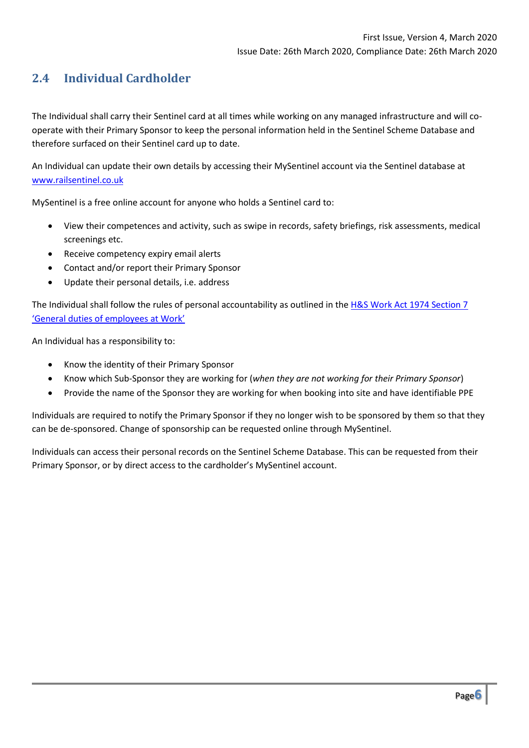## 2.4 Individual Cardholder

The Individual shall carry their Sentinel card at all times while working on any managed infrastructure and will co-operate with their Primary Sponsor to keep the personal information held in the Sentinel Scheme Database and therefore surfaced on their Sentinel card up to date.

An Individual can update their own details by accessing their MySentinel account via the Sentinel database at [www.railsentinel.co.uk](www.railsentinel.co.uk)

MySentinel is a free online account for anyone who holds a Sentinel card to:

- View their competences and activity, such as swipe in records, safety briefings, risk assessments, medical screenings etc.
- Receive competency expiry email alerts
- Contact and/or report their Primary Sponsor
- Update their personal details, i.e. address

The Individual shall follow the rules of personal accountability as outlined in the H&S Work Act 1974 Section 7 'General duties of employees at Work'

An Individual has a responsibility to:

- Know the identity of their Primary Sponsor
- Know which Sub-Sponsor they are working for (*when they are not working for their Primary Sponsor*)
- Provide the name of the Sponsor they are working for when booking into site and have identifiable PPE

Individuals are required to notify the Primary Sponsor if they no longer wish to be sponsored by them so that they can be de-sponsored. Change of sponsorship can be requested online through MySentinel.

Individuals can access their personal records on the Sentinel Scheme Database. This can be requested from their Primary Sponsor, or by direct access to the cardholder's MySentinel account.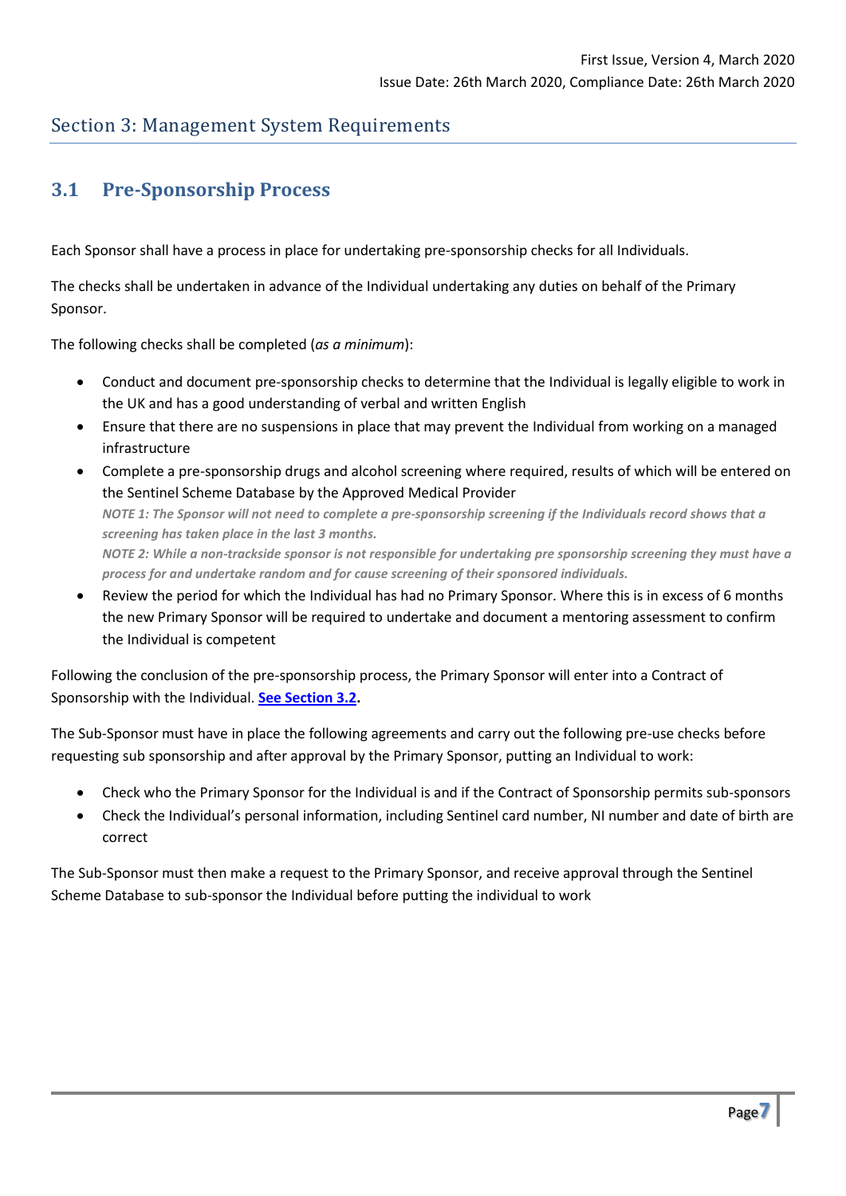## Section 3: Management System Requirements

### 3.1 Pre-Sponsorship Process

Each Sponsor shall have a process in place for undertaking pre-sponsorship checks for all Individuals.

The checks shall be undertaken in advance of the Individual undertaking any duties on behalf of the Primary Sponsor.

The following checks shall be completed (*as a minimum*):

- Conduct and document pre-sponsorship checks to determine that the Individual is legally eligible to work in the UK and has a good understanding of verbal and written English
- Ensure that there are no suspensions in place that may prevent the Individual from working on a managed infrastructure
- Complete a pre-sponsorship drugs and alcohol screening where required, results of which will be entered on the Sentinel Scheme Database by the Approved Medical Provider
  ***NOTE 1: The Sponsor will not need to complete a pre-sponsorship screening if the Individuals record shows that a screening has taken place in the last 3 months.***
  ***NOTE 2: While a non-trackside sponsor is not responsible for undertaking pre sponsorship screening they must have a process for and undertake random and for cause screening of their sponsored individuals.***
- Review the period for which the Individual has had no Primary Sponsor. Where this is in excess of 6 months the new Primary Sponsor will be required to undertake and document a mentoring assessment to confirm the Individual is competent

Following the conclusion of the pre-sponsorship process, the Primary Sponsor will enter into a Contract of Sponsorship with the Individual. **See Section 3.2.**

The Sub-Sponsor must have in place the following agreements and carry out the following pre-use checks before requesting sub sponsorship and after approval by the Primary Sponsor, putting an Individual to work:

- Check who the Primary Sponsor for the Individual is and if the Contract of Sponsorship permits sub-sponsors
- Check the Individual's personal information, including Sentinel card number, NI number and date of birth are correct

The Sub-Sponsor must then make a request to the Primary Sponsor, and receive approval through the Sentinel Scheme Database to sub-sponsor the Individual before putting the individual to work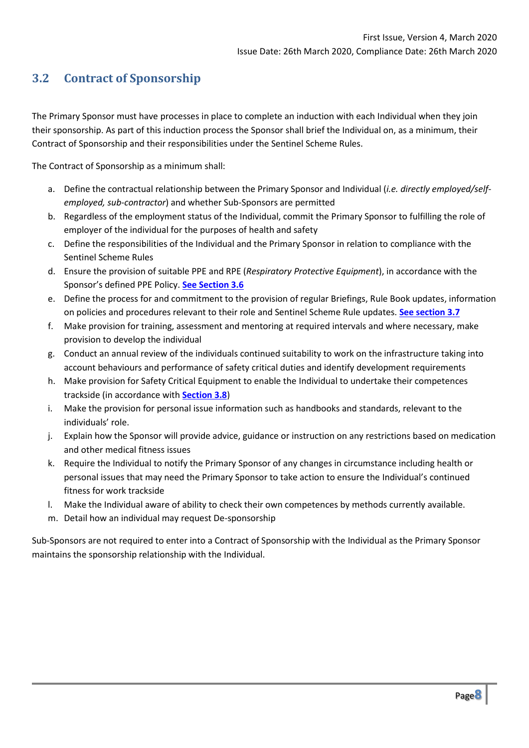## 3.2 Contract of Sponsorship

The Primary Sponsor must have processes in place to complete an induction with each Individual when they join their sponsorship. As part of this induction process the Sponsor shall brief the Individual on, as a minimum, their Contract of Sponsorship and their responsibilities under the Sentinel Scheme Rules.

The Contract of Sponsorship as a minimum shall:

a. Define the contractual relationship between the Primary Sponsor and Individual (*i.e. directly employed/self-employed, sub-contractor*) and whether Sub-Sponsors are permitted
b. Regardless of the employment status of the Individual, commit the Primary Sponsor to fulfilling the role of employer of the individual for the purposes of health and safety
c. Define the responsibilities of the Individual and the Primary Sponsor in relation to compliance with the Sentinel Scheme Rules
d. Ensure the provision of suitable PPE and RPE (*Respiratory Protective Equipment*), in accordance with the Sponsor's defined PPE Policy. **See Section 3.6**
e. Define the process for and commitment to the provision of regular Briefings, Rule Book updates, information on policies and procedures relevant to their role and Sentinel Scheme Rule updates. **See section 3.7**
f. Make provision for training, assessment and mentoring at required intervals and where necessary, make provision to develop the individual
g. Conduct an annual review of the individuals continued suitability to work on the infrastructure taking into account behaviours and performance of safety critical duties and identify development requirements
h. Make provision for Safety Critical Equipment to enable the Individual to undertake their competences trackside (in accordance with **Section 3.8**)
i. Make the provision for personal issue information such as handbooks and standards, relevant to the individuals' role.
j. Explain how the Sponsor will provide advice, guidance or instruction on any restrictions based on medication and other medical fitness issues
k. Require the Individual to notify the Primary Sponsor of any changes in circumstance including health or personal issues that may need the Primary Sponsor to take action to ensure the Individual's continued fitness for work trackside
l. Make the Individual aware of ability to check their own competences by methods currently available.
m. Detail how an individual may request De-sponsorship

Sub-Sponsors are not required to enter into a Contract of Sponsorship with the Individual as the Primary Sponsor maintains the sponsorship relationship with the Individual.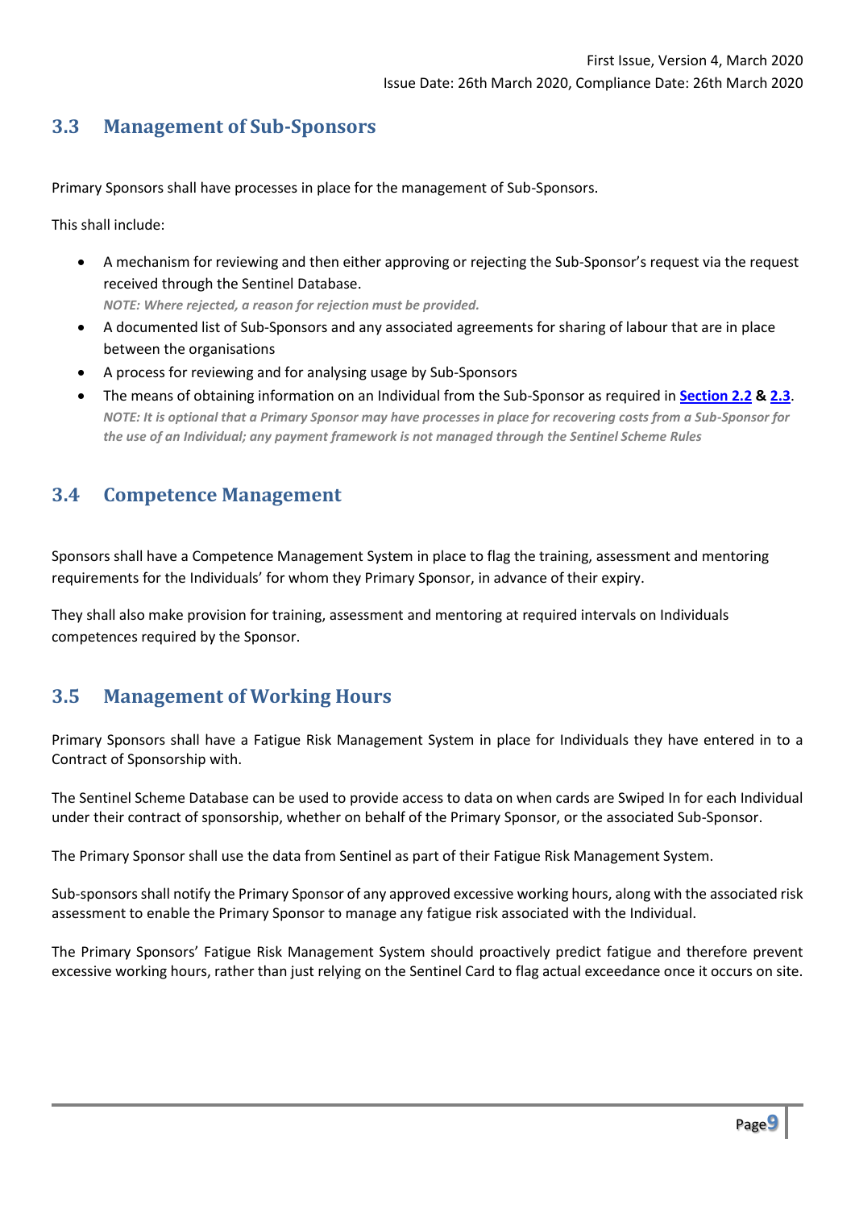## 3.3 Management of Sub-Sponsors

Primary Sponsors shall have processes in place for the management of Sub-Sponsors.

This shall include:

- A mechanism for reviewing and then either approving or rejecting the Sub-Sponsor's request via the request received through the Sentinel Database.
  *NOTE: Where rejected, a reason for rejection must be provided.*
- A documented list of Sub-Sponsors and any associated agreements for sharing of labour that are in place between the organisations
- A process for reviewing and for analysing usage by Sub-Sponsors
- The means of obtaining information on an Individual from the Sub-Sponsor as required in **Section 2.2 & 2.3**.
  *NOTE: It is optional that a Primary Sponsor may have processes in place for recovering costs from a Sub-Sponsor for the use of an Individual; any payment framework is not managed through the Sentinel Scheme Rules*

## 3.4 Competence Management

Sponsors shall have a Competence Management System in place to flag the training, assessment and mentoring requirements for the Individuals' for whom they Primary Sponsor, in advance of their expiry.

They shall also make provision for training, assessment and mentoring at required intervals on Individuals competences required by the Sponsor.

## 3.5 Management of Working Hours

Primary Sponsors shall have a Fatigue Risk Management System in place for Individuals they have entered in to a Contract of Sponsorship with.

The Sentinel Scheme Database can be used to provide access to data on when cards are Swiped In for each Individual under their contract of sponsorship, whether on behalf of the Primary Sponsor, or the associated Sub-Sponsor.

The Primary Sponsor shall use the data from Sentinel as part of their Fatigue Risk Management System.

Sub-sponsors shall notify the Primary Sponsor of any approved excessive working hours, along with the associated risk assessment to enable the Primary Sponsor to manage any fatigue risk associated with the Individual.

The Primary Sponsors' Fatigue Risk Management System should proactively predict fatigue and therefore prevent excessive working hours, rather than just relying on the Sentinel Card to flag actual exceedance once it occurs on site.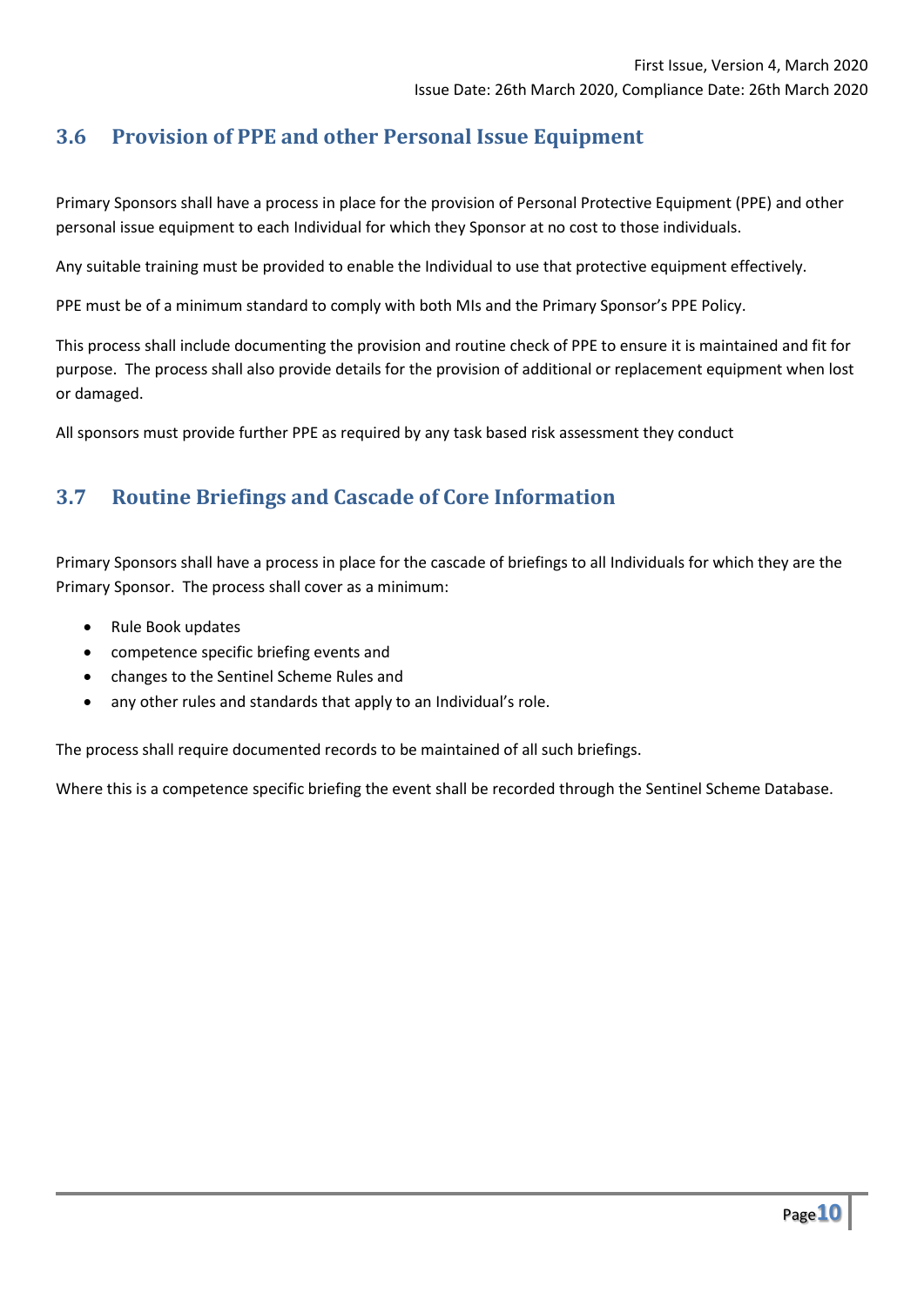## 3.6 Provision of PPE and other Personal Issue Equipment

Primary Sponsors shall have a process in place for the provision of Personal Protective Equipment (PPE) and other personal issue equipment to each Individual for which they Sponsor at no cost to those individuals.

Any suitable training must be provided to enable the Individual to use that protective equipment effectively.

PPE must be of a minimum standard to comply with both MIs and the Primary Sponsor's PPE Policy.

This process shall include documenting the provision and routine check of PPE to ensure it is maintained and fit for purpose. The process shall also provide details for the provision of additional or replacement equipment when lost or damaged.

All sponsors must provide further PPE as required by any task based risk assessment they conduct

## 3.7 Routine Briefings and Cascade of Core Information

Primary Sponsors shall have a process in place for the cascade of briefings to all Individuals for which they are the Primary Sponsor. The process shall cover as a minimum:

- Rule Book updates
- competence specific briefing events and
- changes to the Sentinel Scheme Rules and
- any other rules and standards that apply to an Individual's role.

The process shall require documented records to be maintained of all such briefings.

Where this is a competence specific briefing the event shall be recorded through the Sentinel Scheme Database.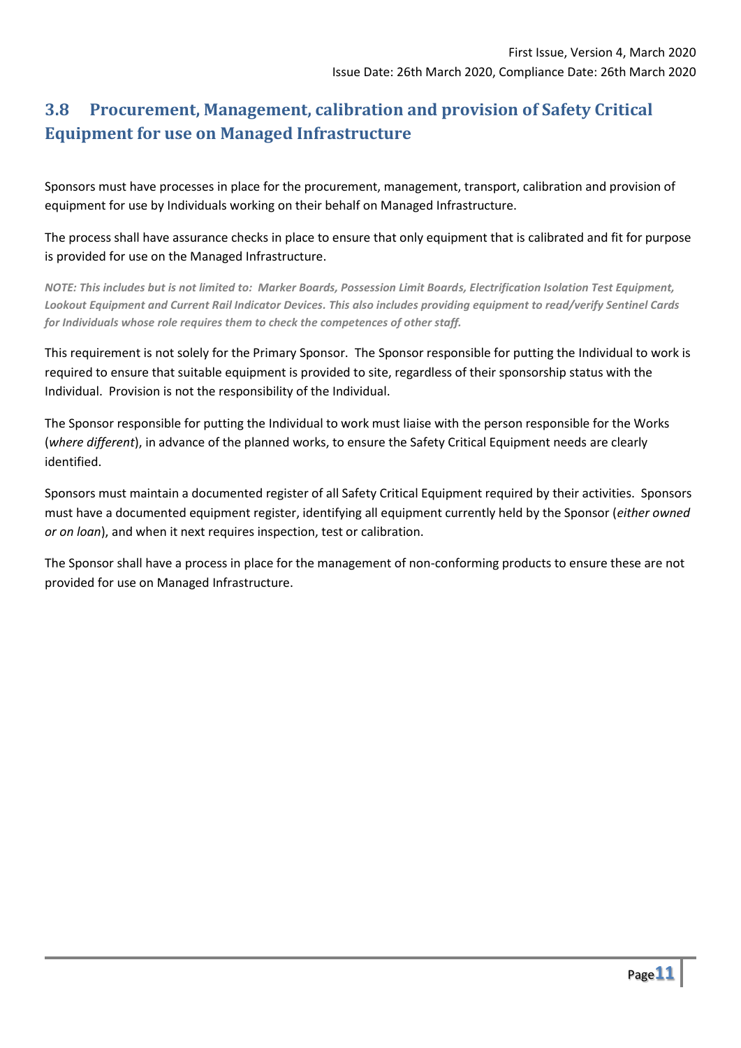## 3.8 Procurement, Management, calibration and provision of Safety Critical Equipment for use on Managed Infrastructure

Sponsors must have processes in place for the procurement, management, transport, calibration and provision of equipment for use by Individuals working on their behalf on Managed Infrastructure.

The process shall have assurance checks in place to ensure that only equipment that is calibrated and fit for purpose is provided for use on the Managed Infrastructure.

***NOTE: This includes but is not limited to: Marker Boards, Possession Limit Boards, Electrification Isolation Test Equipment, Lookout Equipment and Current Rail Indicator Devices. This also includes providing equipment to read/verify Sentinel Cards for Individuals whose role requires them to check the competences of other staff.***

This requirement is not solely for the Primary Sponsor. The Sponsor responsible for putting the Individual to work is required to ensure that suitable equipment is provided to site, regardless of their sponsorship status with the Individual. Provision is not the responsibility of the Individual.

The Sponsor responsible for putting the Individual to work must liaise with the person responsible for the Works (*where different*), in advance of the planned works, to ensure the Safety Critical Equipment needs are clearly identified.

Sponsors must maintain a documented register of all Safety Critical Equipment required by their activities. Sponsors must have a documented equipment register, identifying all equipment currently held by the Sponsor (*either owned or on loan*), and when it next requires inspection, test or calibration.

The Sponsor shall have a process in place for the management of non-conforming products to ensure these are not provided for use on Managed Infrastructure.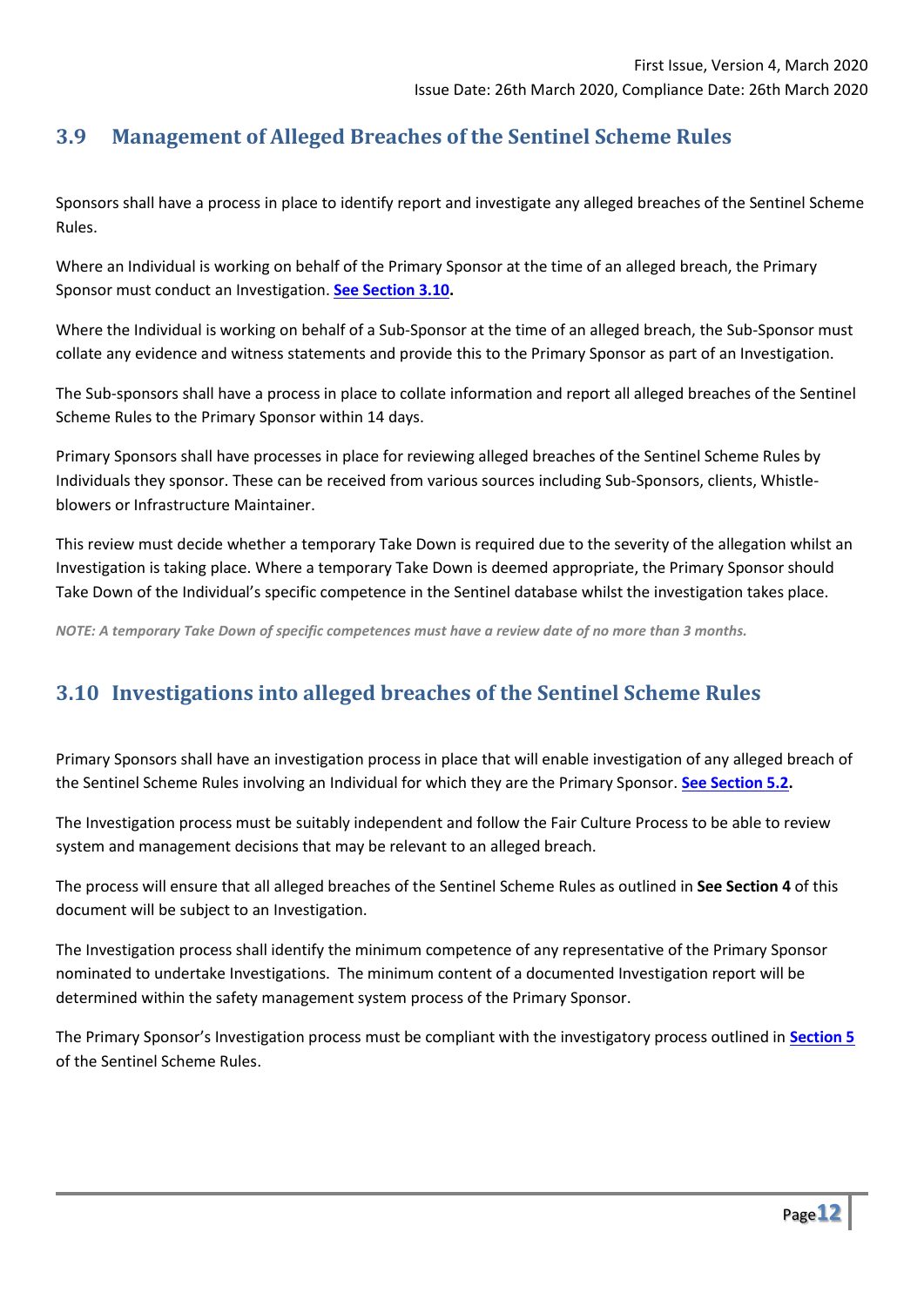## 3.9 Management of Alleged Breaches of the Sentinel Scheme Rules

Sponsors shall have a process in place to identify report and investigate any alleged breaches of the Sentinel Scheme Rules.

Where an Individual is working on behalf of the Primary Sponsor at the time of an alleged breach, the Primary Sponsor must conduct an Investigation. **See Section 3.10.**

Where the Individual is working on behalf of a Sub-Sponsor at the time of an alleged breach, the Sub-Sponsor must collate any evidence and witness statements and provide this to the Primary Sponsor as part of an Investigation.

The Sub-sponsors shall have a process in place to collate information and report all alleged breaches of the Sentinel Scheme Rules to the Primary Sponsor within 14 days.

Primary Sponsors shall have processes in place for reviewing alleged breaches of the Sentinel Scheme Rules by Individuals they sponsor. These can be received from various sources including Sub-Sponsors, clients, Whistle-blowers or Infrastructure Maintainer.

This review must decide whether a temporary Take Down is required due to the severity of the allegation whilst an Investigation is taking place. Where a temporary Take Down is deemed appropriate, the Primary Sponsor should Take Down of the Individual's specific competence in the Sentinel database whilst the investigation takes place.

***NOTE: A temporary Take Down of specific competences must have a review date of no more than 3 months.***

## 3.10 Investigations into alleged breaches of the Sentinel Scheme Rules

Primary Sponsors shall have an investigation process in place that will enable investigation of any alleged breach of the Sentinel Scheme Rules involving an Individual for which they are the Primary Sponsor. **See Section 5.2.**

The Investigation process must be suitably independent and follow the Fair Culture Process to be able to review system and management decisions that may be relevant to an alleged breach.

The process will ensure that all alleged breaches of the Sentinel Scheme Rules as outlined in **See Section 4** of this document will be subject to an Investigation.

The Investigation process shall identify the minimum competence of any representative of the Primary Sponsor nominated to undertake Investigations. The minimum content of a documented Investigation report will be determined within the safety management system process of the Primary Sponsor.

The Primary Sponsor's Investigation process must be compliant with the investigatory process outlined in **Section 5** of the Sentinel Scheme Rules.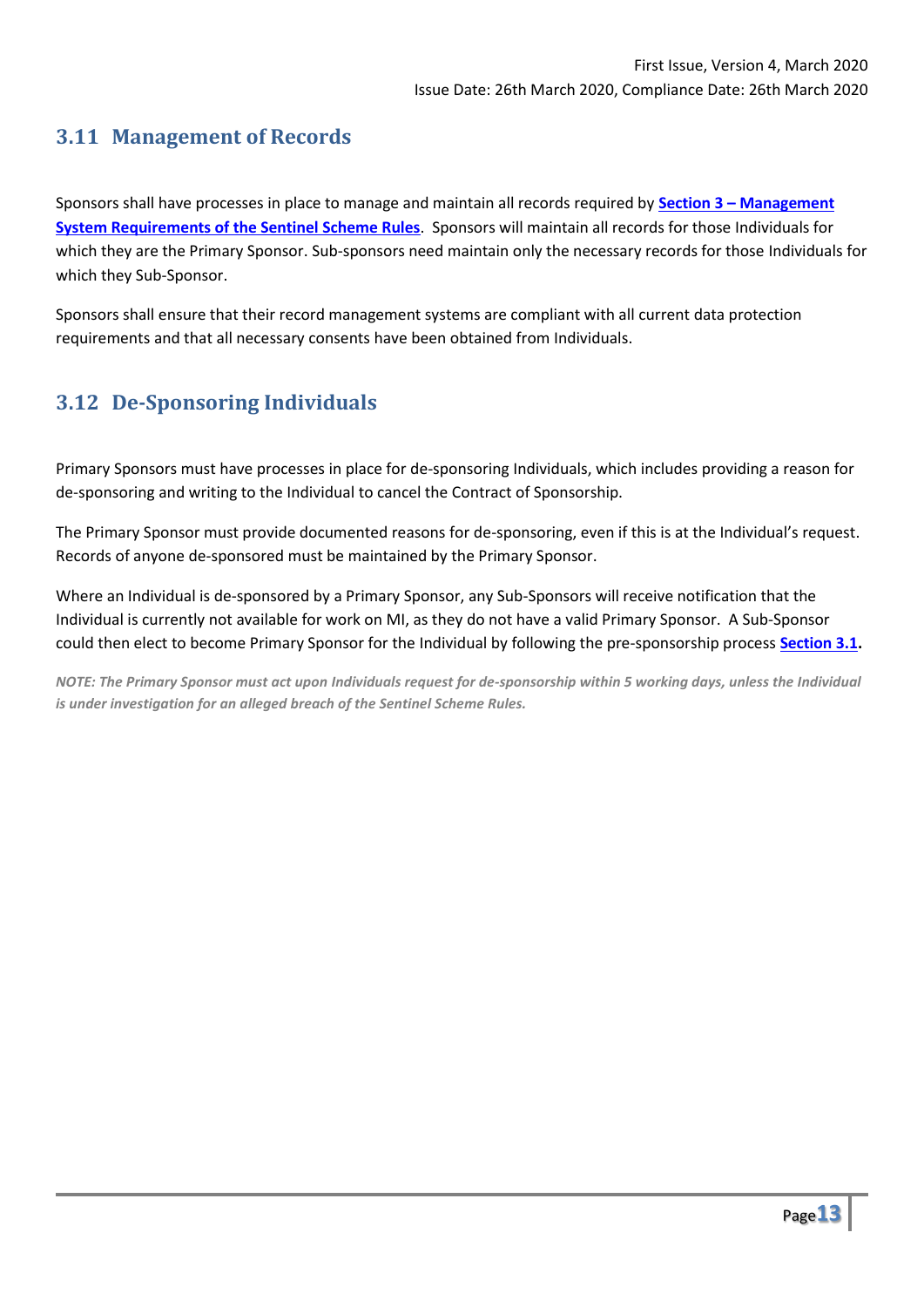## 3.11 Management of Records

Sponsors shall have processes in place to manage and maintain all records required by **Section 3 – Management System Requirements of the Sentinel Scheme Rules**. Sponsors will maintain all records for those Individuals for which they are the Primary Sponsor. Sub-sponsors need maintain only the necessary records for those Individuals for which they Sub-Sponsor.

Sponsors shall ensure that their record management systems are compliant with all current data protection requirements and that all necessary consents have been obtained from Individuals.

## 3.12 De-Sponsoring Individuals

Primary Sponsors must have processes in place for de-sponsoring Individuals, which includes providing a reason for de-sponsoring and writing to the Individual to cancel the Contract of Sponsorship.

The Primary Sponsor must provide documented reasons for de-sponsoring, even if this is at the Individual's request. Records of anyone de-sponsored must be maintained by the Primary Sponsor.

Where an Individual is de-sponsored by a Primary Sponsor, any Sub-Sponsors will receive notification that the Individual is currently not available for work on MI, as they do not have a valid Primary Sponsor. A Sub-Sponsor could then elect to become Primary Sponsor for the Individual by following the pre-sponsorship process **Section 3.1.**

***NOTE: The Primary Sponsor must act upon Individuals request for de-sponsorship within 5 working days, unless the Individual is under investigation for an alleged breach of the Sentinel Scheme Rules.***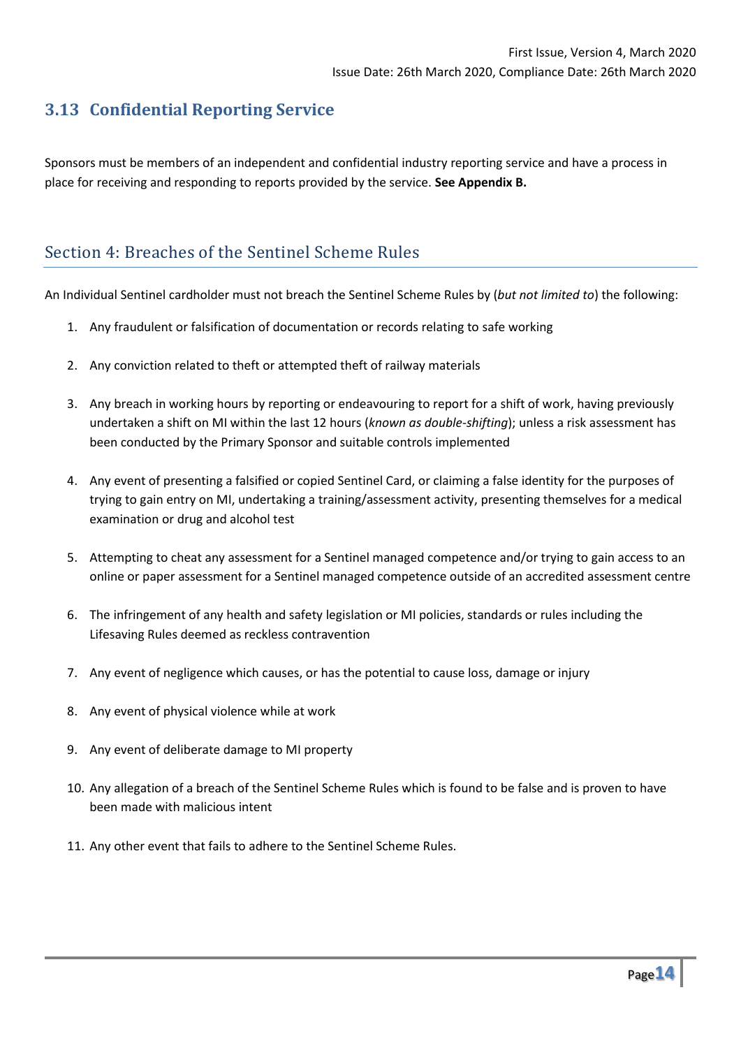## 3.13 Confidential Reporting Service

Sponsors must be members of an independent and confidential industry reporting service and have a process in place for receiving and responding to reports provided by the service. **See Appendix B.**

# Section 4: Breaches of the Sentinel Scheme Rules

An Individual Sentinel cardholder must not breach the Sentinel Scheme Rules by (*but not limited to*) the following:

1. Any fraudulent or falsification of documentation or records relating to safe working
2. Any conviction related to theft or attempted theft of railway materials
3. Any breach in working hours by reporting or endeavouring to report for a shift of work, having previously undertaken a shift on MI within the last 12 hours (*known as double-shifting*); unless a risk assessment has been conducted by the Primary Sponsor and suitable controls implemented
4. Any event of presenting a falsified or copied Sentinel Card, or claiming a false identity for the purposes of trying to gain entry on MI, undertaking a training/assessment activity, presenting themselves for a medical examination or drug and alcohol test
5. Attempting to cheat any assessment for a Sentinel managed competence and/or trying to gain access to an online or paper assessment for a Sentinel managed competence outside of an accredited assessment centre
6. The infringement of any health and safety legislation or MI policies, standards or rules including the Lifesaving Rules deemed as reckless contravention
7. Any event of negligence which causes, or has the potential to cause loss, damage or injury
8. Any event of physical violence while at work
9. Any event of deliberate damage to MI property
10. Any allegation of a breach of the Sentinel Scheme Rules which is found to be false and is proven to have been made with malicious intent
11. Any other event that fails to adhere to the Sentinel Scheme Rules.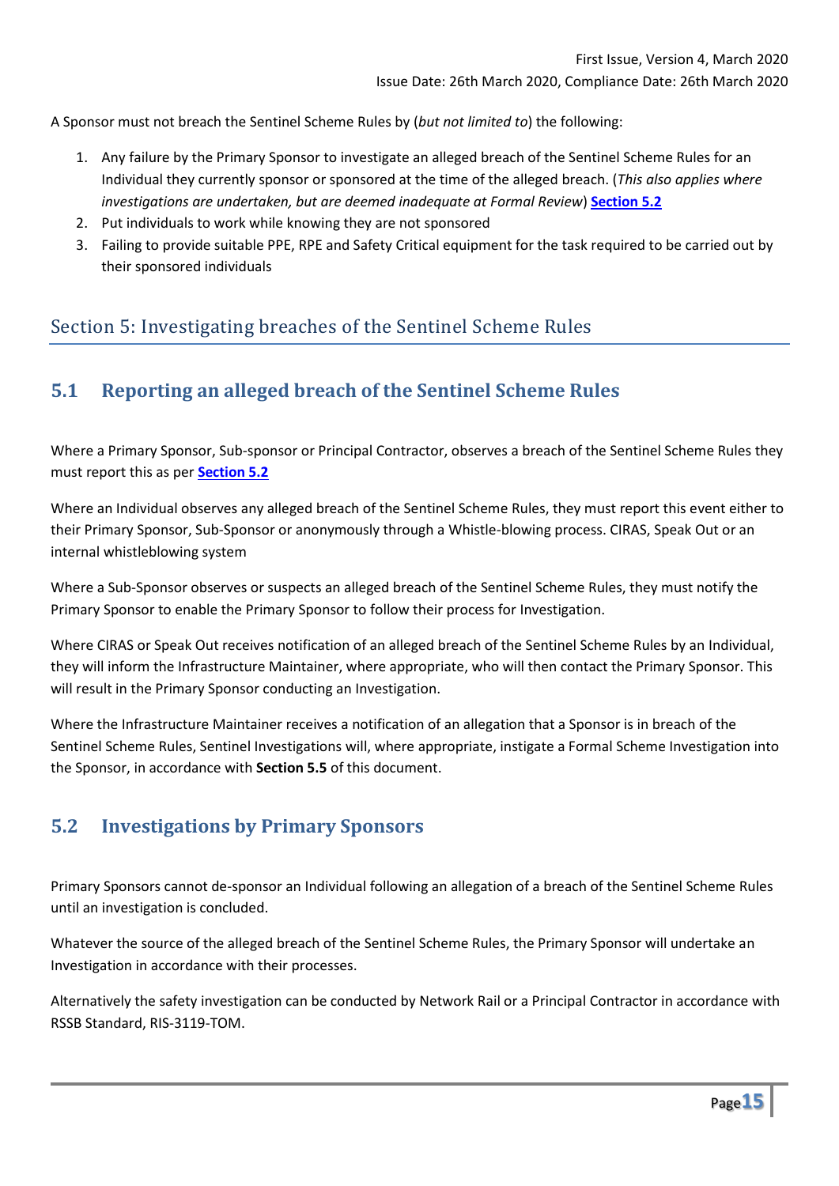A Sponsor must not breach the Sentinel Scheme Rules by (*but not limited to*) the following:

1. Any failure by the Primary Sponsor to investigate an alleged breach of the Sentinel Scheme Rules for an Individual they currently sponsor or sponsored at the time of the alleged breach. (*This also applies where investigations are undertaken, but are deemed inadequate at Formal Review*) **Section 5.2**
2. Put individuals to work while knowing they are not sponsored
3. Failing to provide suitable PPE, RPE and Safety Critical equipment for the task required to be carried out by their sponsored individuals

# Section 5: Investigating breaches of the Sentinel Scheme Rules

## 5.1 Reporting an alleged breach of the Sentinel Scheme Rules

Where a Primary Sponsor, Sub-sponsor or Principal Contractor, observes a breach of the Sentinel Scheme Rules they must report this as per **Section 5.2**

Where an Individual observes any alleged breach of the Sentinel Scheme Rules, they must report this event either to their Primary Sponsor, Sub-Sponsor or anonymously through a Whistle-blowing process. CIRAS, Speak Out or an internal whistleblowing system

Where a Sub-Sponsor observes or suspects an alleged breach of the Sentinel Scheme Rules, they must notify the Primary Sponsor to enable the Primary Sponsor to follow their process for Investigation.

Where CIRAS or Speak Out receives notification of an alleged breach of the Sentinel Scheme Rules by an Individual, they will inform the Infrastructure Maintainer, where appropriate, who will then contact the Primary Sponsor. This will result in the Primary Sponsor conducting an Investigation.

Where the Infrastructure Maintainer receives a notification of an allegation that a Sponsor is in breach of the Sentinel Scheme Rules, Sentinel Investigations will, where appropriate, instigate a Formal Scheme Investigation into the Sponsor, in accordance with **Section 5.5** of this document.

## 5.2 Investigations by Primary Sponsors

Primary Sponsors cannot de-sponsor an Individual following an allegation of a breach of the Sentinel Scheme Rules until an investigation is concluded.

Whatever the source of the alleged breach of the Sentinel Scheme Rules, the Primary Sponsor will undertake an Investigation in accordance with their processes.

Alternatively the safety investigation can be conducted by Network Rail or a Principal Contractor in accordance with RSSB Standard, RIS-3119-TOM.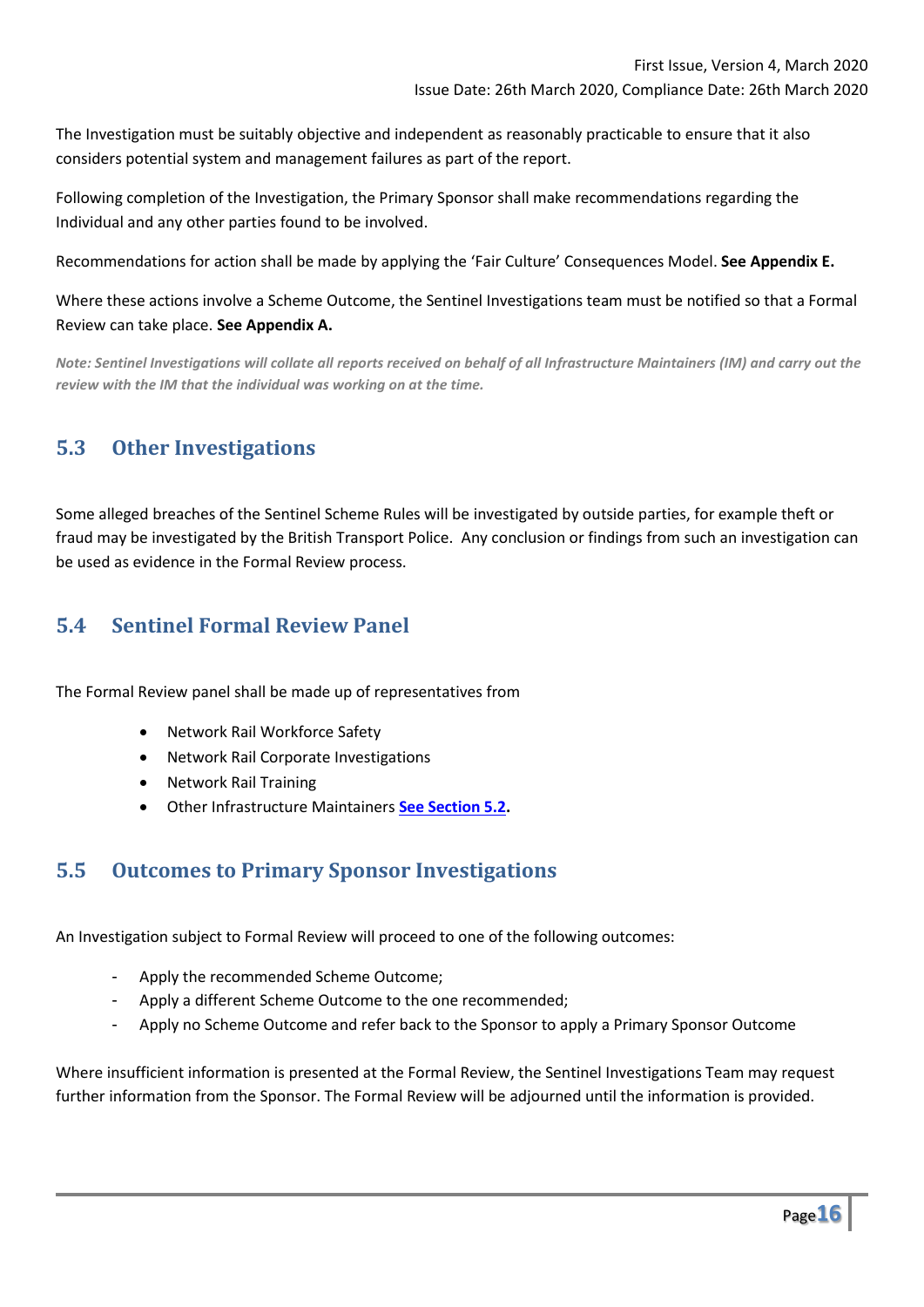The Investigation must be suitably objective and independent as reasonably practicable to ensure that it also considers potential system and management failures as part of the report.

Following completion of the Investigation, the Primary Sponsor shall make recommendations regarding the Individual and any other parties found to be involved.

Recommendations for action shall be made by applying the 'Fair Culture' Consequences Model. **See Appendix E.**

Where these actions involve a Scheme Outcome, the Sentinel Investigations team must be notified so that a Formal Review can take place. **See Appendix A.**

*Note: Sentinel Investigations will collate all reports received on behalf of all Infrastructure Maintainers (IM) and carry out the review with the IM that the individual was working on at the time.*

## 5.3 Other Investigations

Some alleged breaches of the Sentinel Scheme Rules will be investigated by outside parties, for example theft or fraud may be investigated by the British Transport Police. Any conclusion or findings from such an investigation can be used as evidence in the Formal Review process.

## 5.4 Sentinel Formal Review Panel

The Formal Review panel shall be made up of representatives from

- Network Rail Workforce Safety
- Network Rail Corporate Investigations
- Network Rail Training
- Other Infrastructure Maintainers **See Section 5.2.**

## 5.5 Outcomes to Primary Sponsor Investigations

An Investigation subject to Formal Review will proceed to one of the following outcomes:

- Apply the recommended Scheme Outcome;
- Apply a different Scheme Outcome to the one recommended;
- Apply no Scheme Outcome and refer back to the Sponsor to apply a Primary Sponsor Outcome

Where insufficient information is presented at the Formal Review, the Sentinel Investigations Team may request further information from the Sponsor. The Formal Review will be adjourned until the information is provided.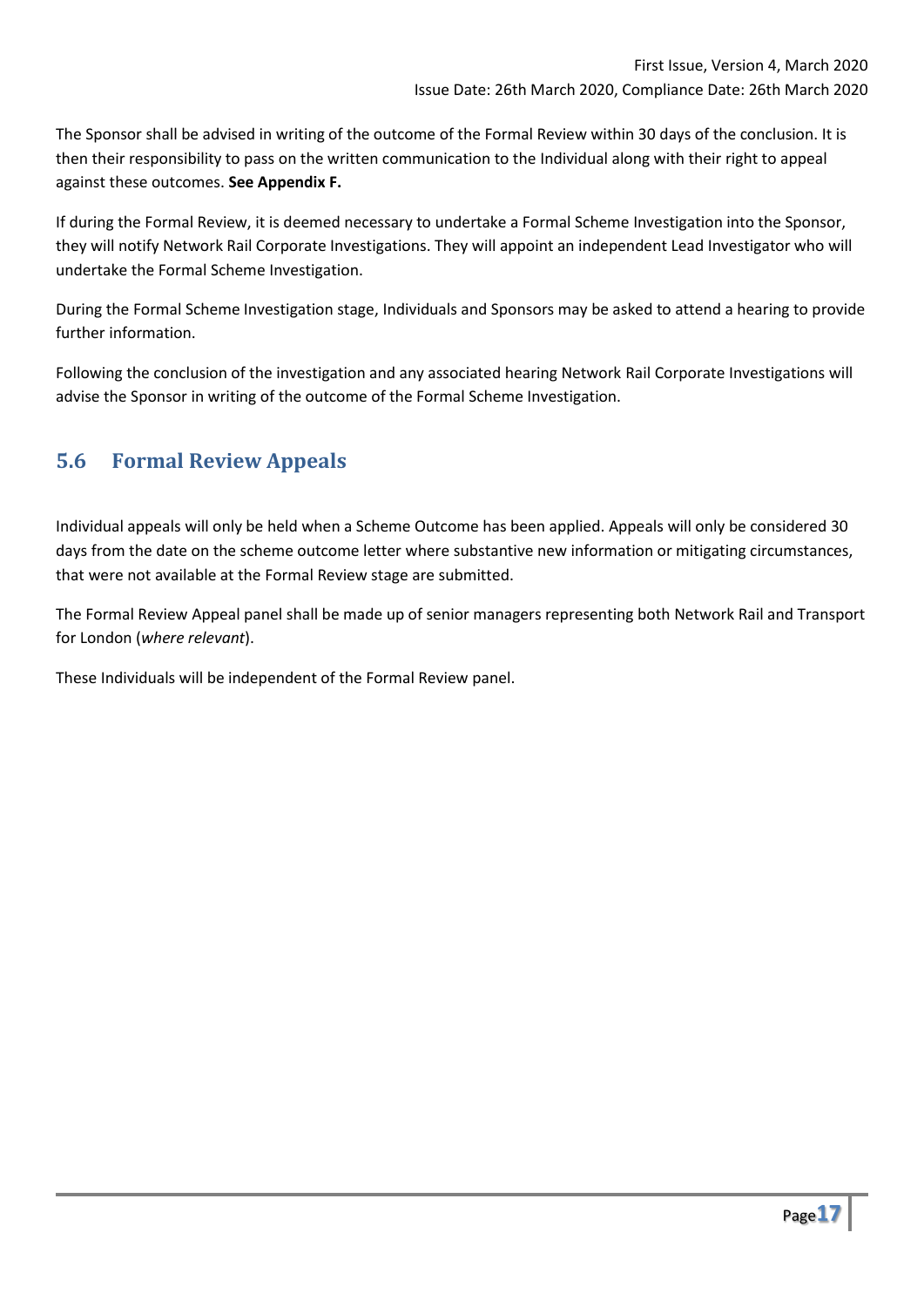The Sponsor shall be advised in writing of the outcome of the Formal Review within 30 days of the conclusion. It is then their responsibility to pass on the written communication to the Individual along with their right to appeal against these outcomes. **See Appendix F.**

If during the Formal Review, it is deemed necessary to undertake a Formal Scheme Investigation into the Sponsor, they will notify Network Rail Corporate Investigations. They will appoint an independent Lead Investigator who will undertake the Formal Scheme Investigation.

During the Formal Scheme Investigation stage, Individuals and Sponsors may be asked to attend a hearing to provide further information.

Following the conclusion of the investigation and any associated hearing Network Rail Corporate Investigations will advise the Sponsor in writing of the outcome of the Formal Scheme Investigation.

## 5.6 Formal Review Appeals

Individual appeals will only be held when a Scheme Outcome has been applied. Appeals will only be considered 30 days from the date on the scheme outcome letter where substantive new information or mitigating circumstances, that were not available at the Formal Review stage are submitted.

The Formal Review Appeal panel shall be made up of senior managers representing both Network Rail and Transport for London (*where relevant*).

These Individuals will be independent of the Formal Review panel.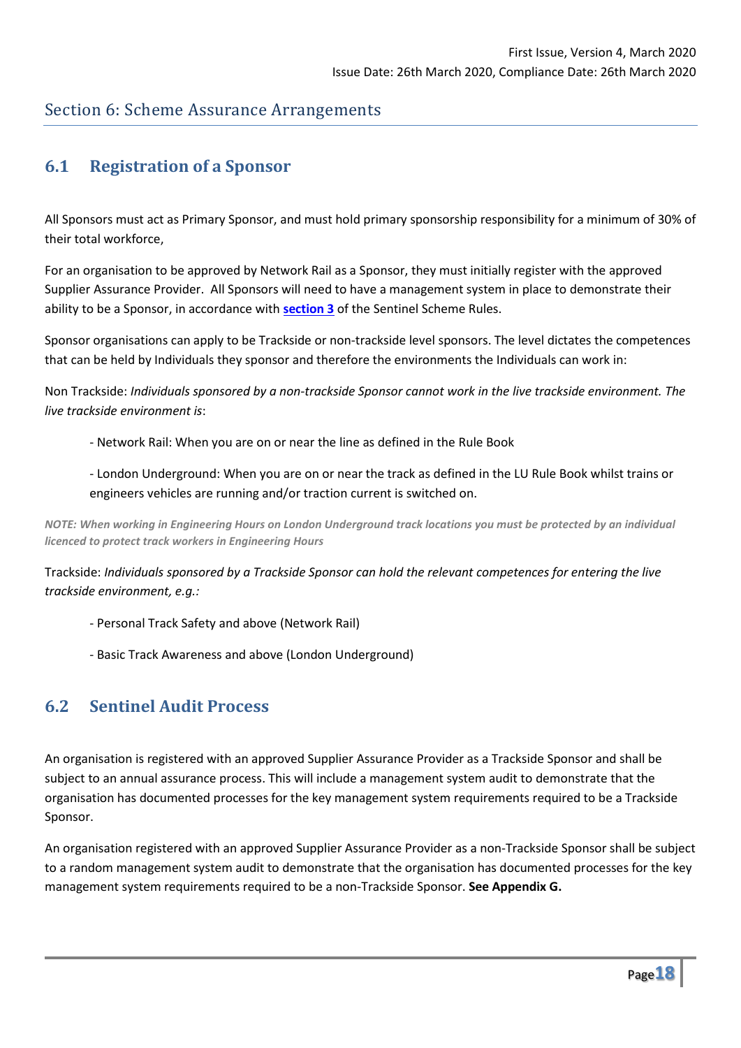## Section 6: Scheme Assurance Arrangements

### 6.1 Registration of a Sponsor

All Sponsors must act as Primary Sponsor, and must hold primary sponsorship responsibility for a minimum of 30% of their total workforce,

For an organisation to be approved by Network Rail as a Sponsor, they must initially register with the approved Supplier Assurance Provider. All Sponsors will need to have a management system in place to demonstrate their ability to be a Sponsor, in accordance with **section 3** of the Sentinel Scheme Rules.

Sponsor organisations can apply to be Trackside or non-trackside level sponsors. The level dictates the competences that can be held by Individuals they sponsor and therefore the environments the Individuals can work in:

Non Trackside: *Individuals sponsored by a non-trackside Sponsor cannot work in the live trackside environment. The live trackside environment is*:

- Network Rail: When you are on or near the line as defined in the Rule Book
- London Underground: When you are on or near the track as defined in the LU Rule Book whilst trains or engineers vehicles are running and/or traction current is switched on.

***NOTE: When working in Engineering Hours on London Underground track locations you must be protected by an individual licenced to protect track workers in Engineering Hours***

Trackside: *Individuals sponsored by a Trackside Sponsor can hold the relevant competences for entering the live trackside environment, e.g.:*

- Personal Track Safety and above (Network Rail)
- Basic Track Awareness and above (London Underground)

### 6.2 Sentinel Audit Process

An organisation is registered with an approved Supplier Assurance Provider as a Trackside Sponsor and shall be subject to an annual assurance process. This will include a management system audit to demonstrate that the organisation has documented processes for the key management system requirements required to be a Trackside Sponsor.

An organisation registered with an approved Supplier Assurance Provider as a non-Trackside Sponsor shall be subject to a random management system audit to demonstrate that the organisation has documented processes for the key management system requirements required to be a non-Trackside Sponsor. **See Appendix G.**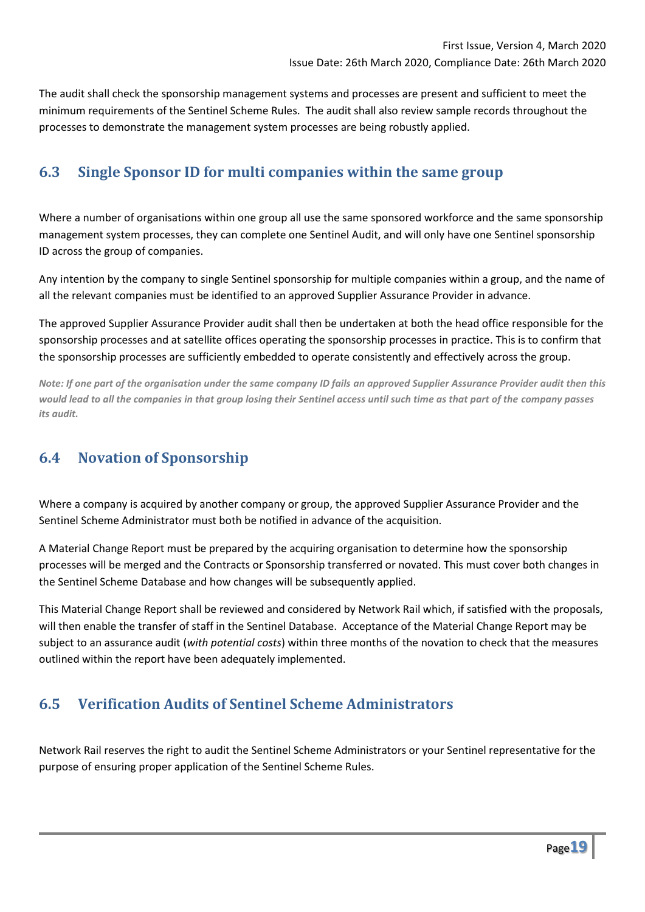The audit shall check the sponsorship management systems and processes are present and sufficient to meet the minimum requirements of the Sentinel Scheme Rules. The audit shall also review sample records throughout the processes to demonstrate the management system processes are being robustly applied.

## 6.3 Single Sponsor ID for multi companies within the same group

Where a number of organisations within one group all use the same sponsored workforce and the same sponsorship management system processes, they can complete one Sentinel Audit, and will only have one Sentinel sponsorship ID across the group of companies.

Any intention by the company to single Sentinel sponsorship for multiple companies within a group, and the name of all the relevant companies must be identified to an approved Supplier Assurance Provider in advance.

The approved Supplier Assurance Provider audit shall then be undertaken at both the head office responsible for the sponsorship processes and at satellite offices operating the sponsorship processes in practice. This is to confirm that the sponsorship processes are sufficiently embedded to operate consistently and effectively across the group.

***Note: If one part of the organisation under the same company ID fails an approved Supplier Assurance Provider audit then this would lead to all the companies in that group losing their Sentinel access until such time as that part of the company passes its audit.***

## 6.4 Novation of Sponsorship

Where a company is acquired by another company or group, the approved Supplier Assurance Provider and the Sentinel Scheme Administrator must both be notified in advance of the acquisition.

A Material Change Report must be prepared by the acquiring organisation to determine how the sponsorship processes will be merged and the Contracts or Sponsorship transferred or novated. This must cover both changes in the Sentinel Scheme Database and how changes will be subsequently applied.

This Material Change Report shall be reviewed and considered by Network Rail which, if satisfied with the proposals, will then enable the transfer of staff in the Sentinel Database. Acceptance of the Material Change Report may be subject to an assurance audit (*with potential costs*) within three months of the novation to check that the measures outlined within the report have been adequately implemented.

## 6.5 Verification Audits of Sentinel Scheme Administrators

Network Rail reserves the right to audit the Sentinel Scheme Administrators or your Sentinel representative for the purpose of ensuring proper application of the Sentinel Scheme Rules.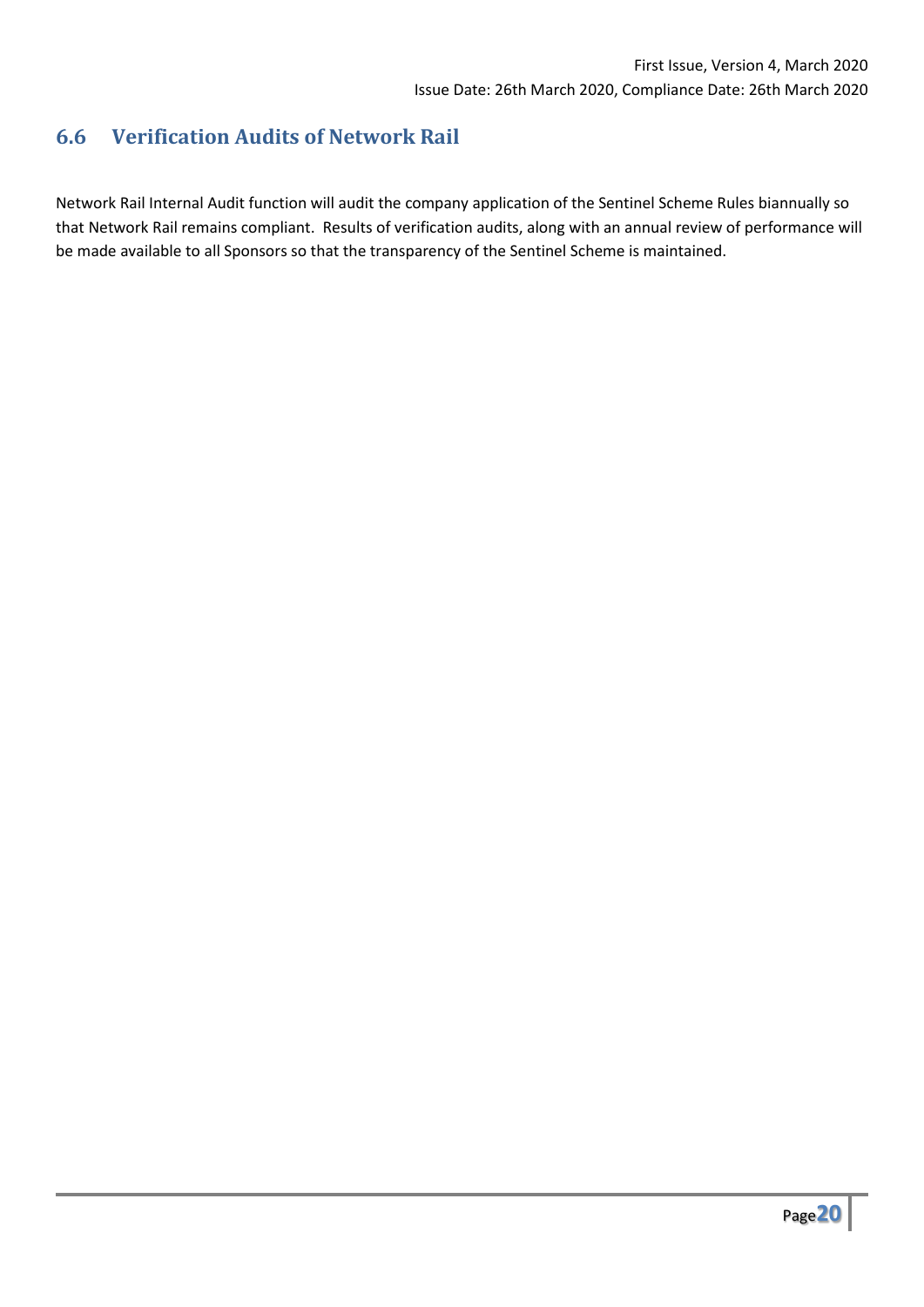## 6.6 Verification Audits of Network Rail

Network Rail Internal Audit function will audit the company application of the Sentinel Scheme Rules biannually so that Network Rail remains compliant. Results of verification audits, along with an annual review of performance will be made available to all Sponsors so that the transparency of the Sentinel Scheme is maintained.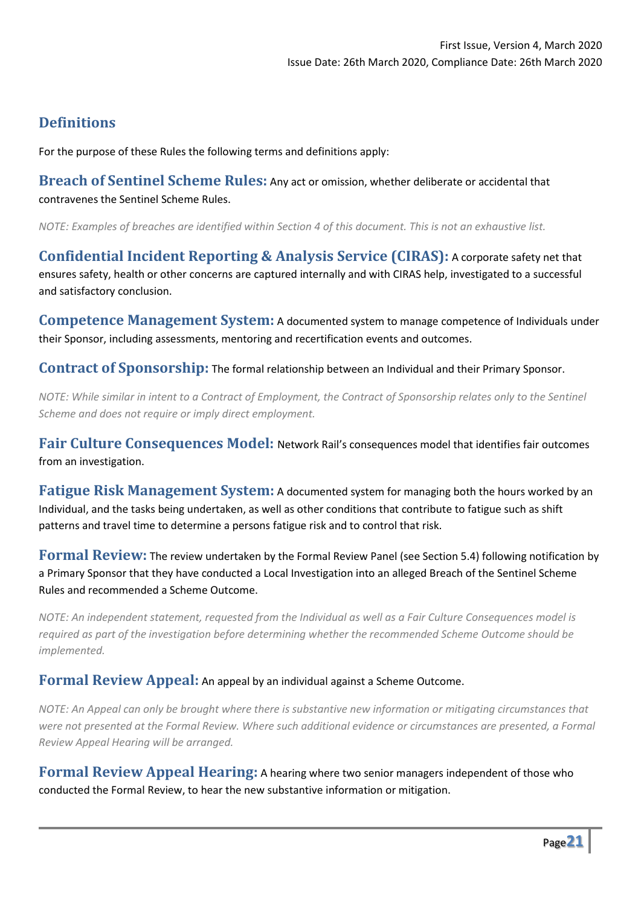## Definitions

For the purpose of these Rules the following terms and definitions apply:

**Breach of Sentinel Scheme Rules:** Any act or omission, whether deliberate or accidental that contravenes the Sentinel Scheme Rules.

*NOTE: Examples of breaches are identified within Section 4 of this document. This is not an exhaustive list.*

**Confidential Incident Reporting & Analysis Service (CIRAS):** A corporate safety net that ensures safety, health or other concerns are captured internally and with CIRAS help, investigated to a successful and satisfactory conclusion.

**Competence Management System:** A documented system to manage competence of Individuals under their Sponsor, including assessments, mentoring and recertification events and outcomes.

**Contract of Sponsorship:** The formal relationship between an Individual and their Primary Sponsor.

*NOTE: While similar in intent to a Contract of Employment, the Contract of Sponsorship relates only to the Sentinel Scheme and does not require or imply direct employment.*

**Fair Culture Consequences Model:** Network Rail's consequences model that identifies fair outcomes from an investigation.

**Fatigue Risk Management System:** A documented system for managing both the hours worked by an Individual, and the tasks being undertaken, as well as other conditions that contribute to fatigue such as shift patterns and travel time to determine a persons fatigue risk and to control that risk.

**Formal Review:** The review undertaken by the Formal Review Panel (see Section 5.4) following notification by a Primary Sponsor that they have conducted a Local Investigation into an alleged Breach of the Sentinel Scheme Rules and recommended a Scheme Outcome.

*NOTE: An independent statement, requested from the Individual as well as a Fair Culture Consequences model is required as part of the investigation before determining whether the recommended Scheme Outcome should be implemented.*

**Formal Review Appeal:** An appeal by an individual against a Scheme Outcome.

*NOTE: An Appeal can only be brought where there is substantive new information or mitigating circumstances that were not presented at the Formal Review. Where such additional evidence or circumstances are presented, a Formal Review Appeal Hearing will be arranged.*

**Formal Review Appeal Hearing:** A hearing where two senior managers independent of those who conducted the Formal Review, to hear the new substantive information or mitigation.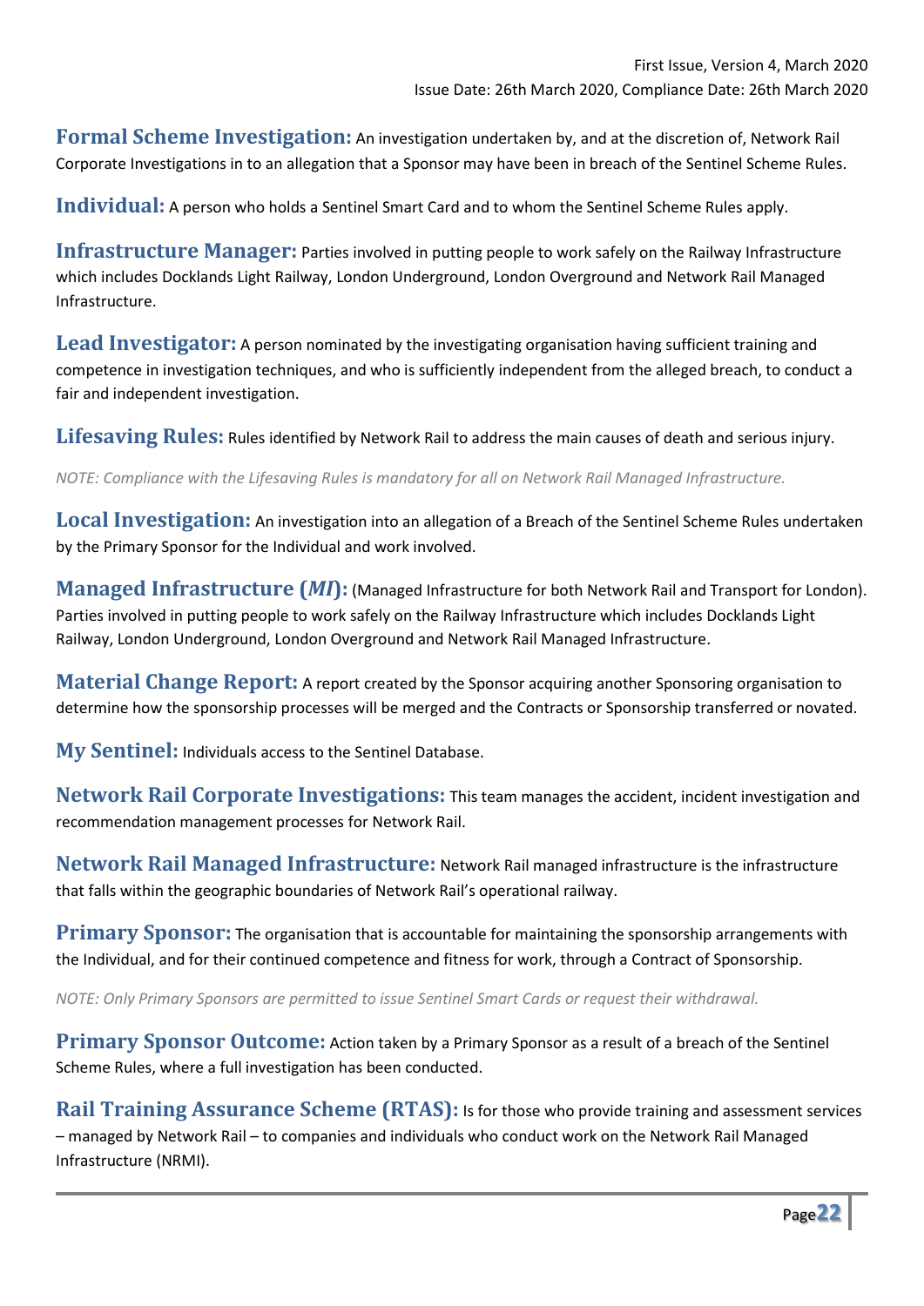**Formal Scheme Investigation:** An investigation undertaken by, and at the discretion of, Network Rail Corporate Investigations in to an allegation that a Sponsor may have been in breach of the Sentinel Scheme Rules.

**Individual:** A person who holds a Sentinel Smart Card and to whom the Sentinel Scheme Rules apply.

**Infrastructure Manager:** Parties involved in putting people to work safely on the Railway Infrastructure which includes Docklands Light Railway, London Underground, London Overground and Network Rail Managed Infrastructure.

**Lead Investigator:** A person nominated by the investigating organisation having sufficient training and competence in investigation techniques, and who is sufficiently independent from the alleged breach, to conduct a fair and independent investigation.

**Lifesaving Rules:** Rules identified by Network Rail to address the main causes of death and serious injury.

*NOTE: Compliance with the Lifesaving Rules is mandatory for all on Network Rail Managed Infrastructure.*

**Local Investigation:** An investigation into an allegation of a Breach of the Sentinel Scheme Rules undertaken by the Primary Sponsor for the Individual and work involved.

**Managed Infrastructure (*MI*):** (Managed Infrastructure for both Network Rail and Transport for London). Parties involved in putting people to work safely on the Railway Infrastructure which includes Docklands Light Railway, London Underground, London Overground and Network Rail Managed Infrastructure.

**Material Change Report:** A report created by the Sponsor acquiring another Sponsoring organisation to determine how the sponsorship processes will be merged and the Contracts or Sponsorship transferred or novated.

**My Sentinel:** Individuals access to the Sentinel Database.

**Network Rail Corporate Investigations:** This team manages the accident, incident investigation and recommendation management processes for Network Rail.

**Network Rail Managed Infrastructure:** Network Rail managed infrastructure is the infrastructure that falls within the geographic boundaries of Network Rail's operational railway.

**Primary Sponsor:** The organisation that is accountable for maintaining the sponsorship arrangements with the Individual, and for their continued competence and fitness for work, through a Contract of Sponsorship.

*NOTE: Only Primary Sponsors are permitted to issue Sentinel Smart Cards or request their withdrawal.*

**Primary Sponsor Outcome:** Action taken by a Primary Sponsor as a result of a breach of the Sentinel Scheme Rules, where a full investigation has been conducted.

**Rail Training Assurance Scheme (RTAS):** Is for those who provide training and assessment services – managed by Network Rail – to companies and individuals who conduct work on the Network Rail Managed Infrastructure (NRMI).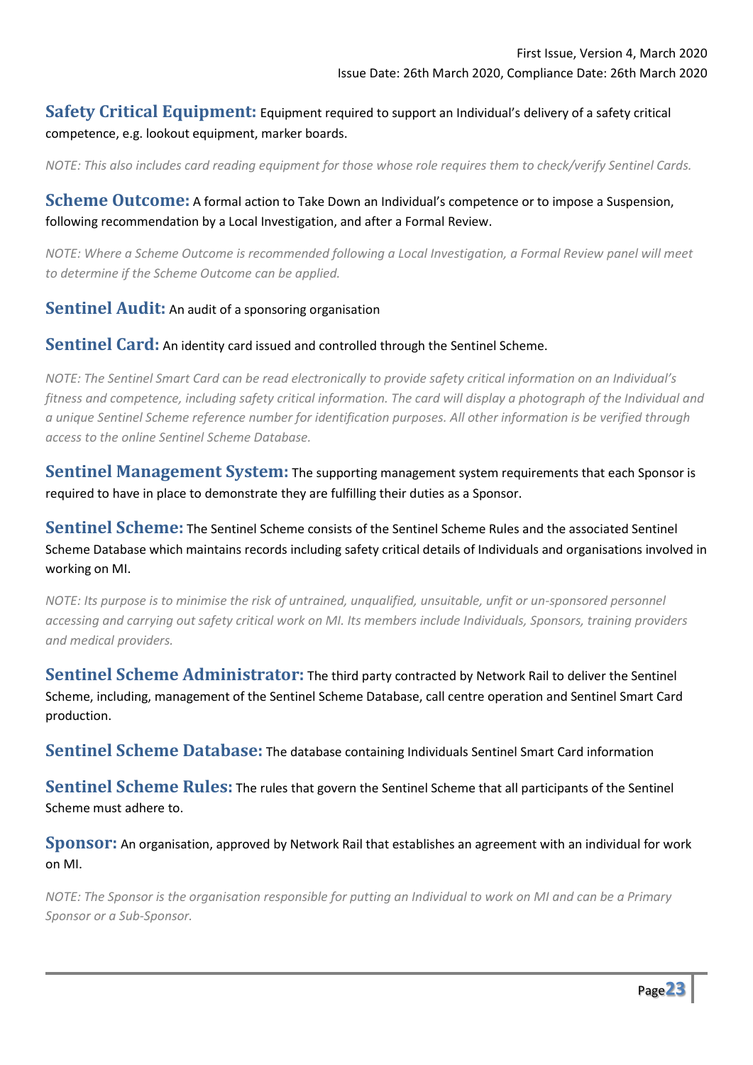**Safety Critical Equipment:** Equipment required to support an Individual's delivery of a safety critical competence, e.g. lookout equipment, marker boards.

*NOTE: This also includes card reading equipment for those whose role requires them to check/verify Sentinel Cards.*

**Scheme Outcome:** A formal action to Take Down an Individual's competence or to impose a Suspension, following recommendation by a Local Investigation, and after a Formal Review.

*NOTE: Where a Scheme Outcome is recommended following a Local Investigation, a Formal Review panel will meet to determine if the Scheme Outcome can be applied.*

**Sentinel Audit:** An audit of a sponsoring organisation

**Sentinel Card:** An identity card issued and controlled through the Sentinel Scheme.

*NOTE: The Sentinel Smart Card can be read electronically to provide safety critical information on an Individual's fitness and competence, including safety critical information. The card will display a photograph of the Individual and a unique Sentinel Scheme reference number for identification purposes. All other information is be verified through access to the online Sentinel Scheme Database.*

**Sentinel Management System:** The supporting management system requirements that each Sponsor is required to have in place to demonstrate they are fulfilling their duties as a Sponsor.

**Sentinel Scheme:** The Sentinel Scheme consists of the Sentinel Scheme Rules and the associated Sentinel Scheme Database which maintains records including safety critical details of Individuals and organisations involved in working on MI.

*NOTE: Its purpose is to minimise the risk of untrained, unqualified, unsuitable, unfit or un-sponsored personnel accessing and carrying out safety critical work on MI. Its members include Individuals, Sponsors, training providers and medical providers.*

**Sentinel Scheme Administrator:** The third party contracted by Network Rail to deliver the Sentinel Scheme, including, management of the Sentinel Scheme Database, call centre operation and Sentinel Smart Card production.

**Sentinel Scheme Database:** The database containing Individuals Sentinel Smart Card information

**Sentinel Scheme Rules:** The rules that govern the Sentinel Scheme that all participants of the Sentinel Scheme must adhere to.

**Sponsor:** An organisation, approved by Network Rail that establishes an agreement with an individual for work on MI.

*NOTE: The Sponsor is the organisation responsible for putting an Individual to work on MI and can be a Primary Sponsor or a Sub-Sponsor.*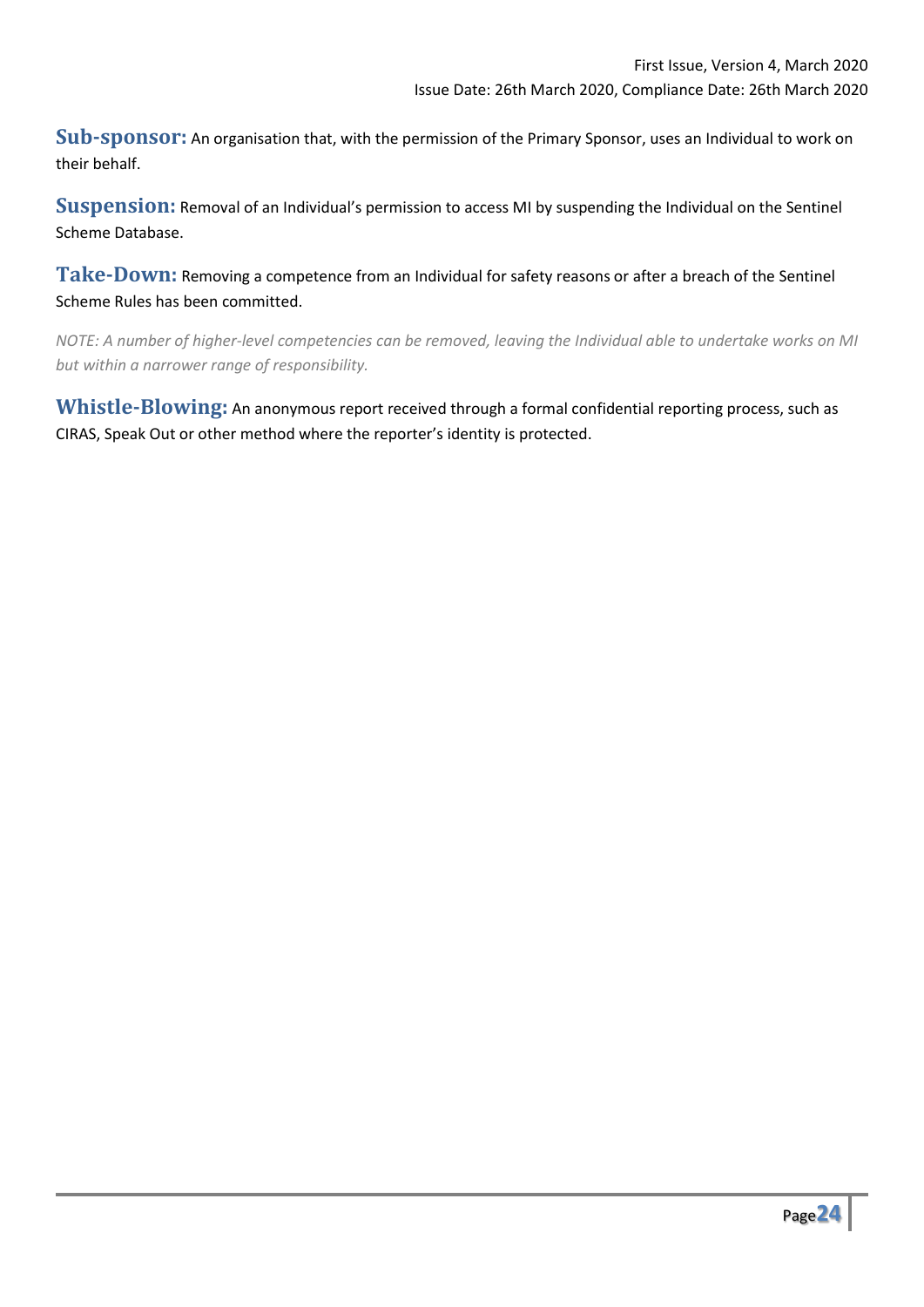**Sub-sponsor:** An organisation that, with the permission of the Primary Sponsor, uses an Individual to work on their behalf.

**Suspension:** Removal of an Individual's permission to access MI by suspending the Individual on the Sentinel Scheme Database.

**Take-Down:** Removing a competence from an Individual for safety reasons or after a breach of the Sentinel Scheme Rules has been committed.

*NOTE: A number of higher-level competencies can be removed, leaving the Individual able to undertake works on MI but within a narrower range of responsibility.*

**Whistle-Blowing:** An anonymous report received through a formal confidential reporting process, such as CIRAS, Speak Out or other method where the reporter's identity is protected.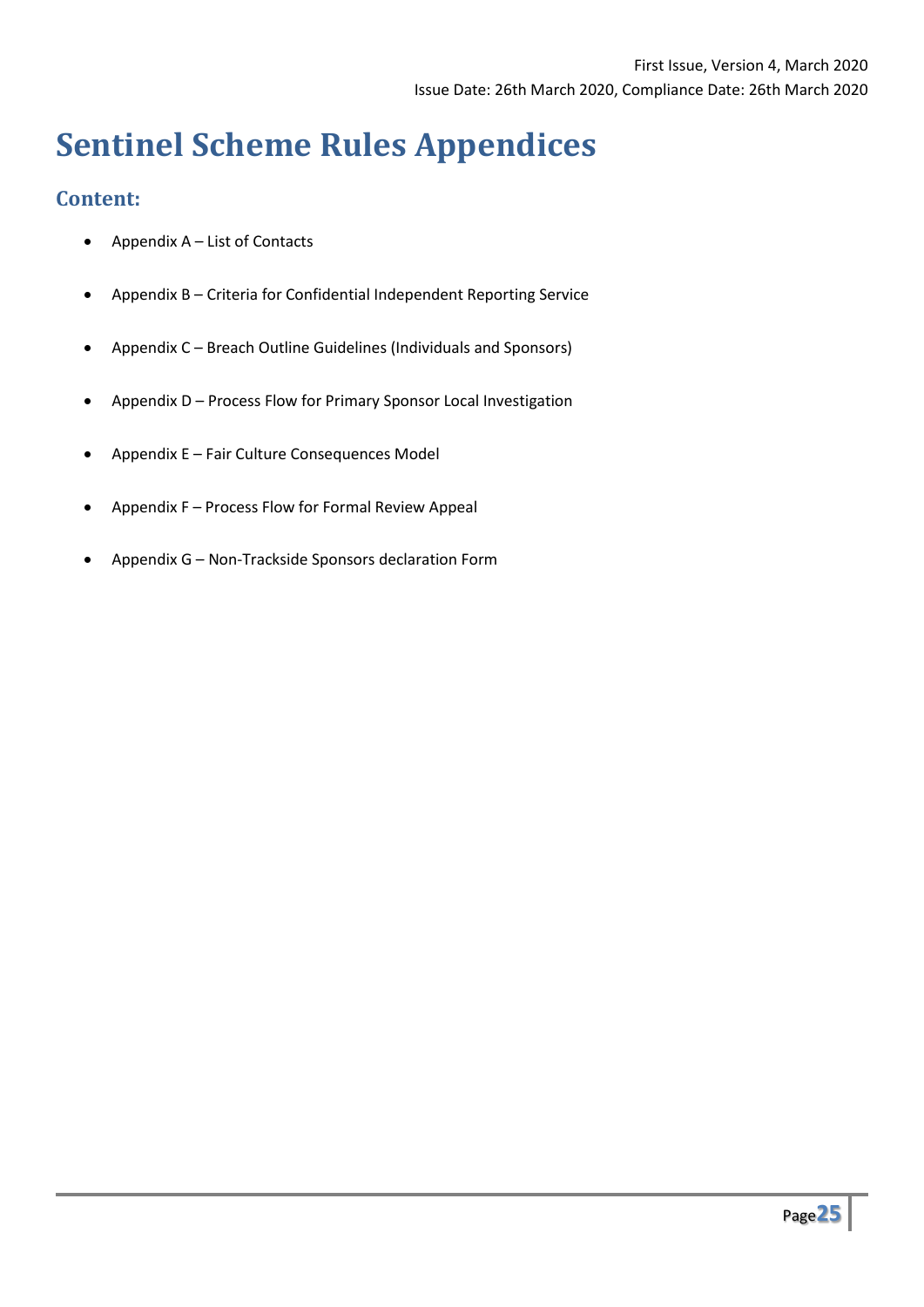# Sentinel Scheme Rules Appendices

## Content:

- Appendix A – List of Contacts
- Appendix B – Criteria for Confidential Independent Reporting Service
- Appendix C – Breach Outline Guidelines (Individuals and Sponsors)
- Appendix D – Process Flow for Primary Sponsor Local Investigation
- Appendix E – Fair Culture Consequences Model
- Appendix F – Process Flow for Formal Review Appeal
- Appendix G – Non-Trackside Sponsors declaration Form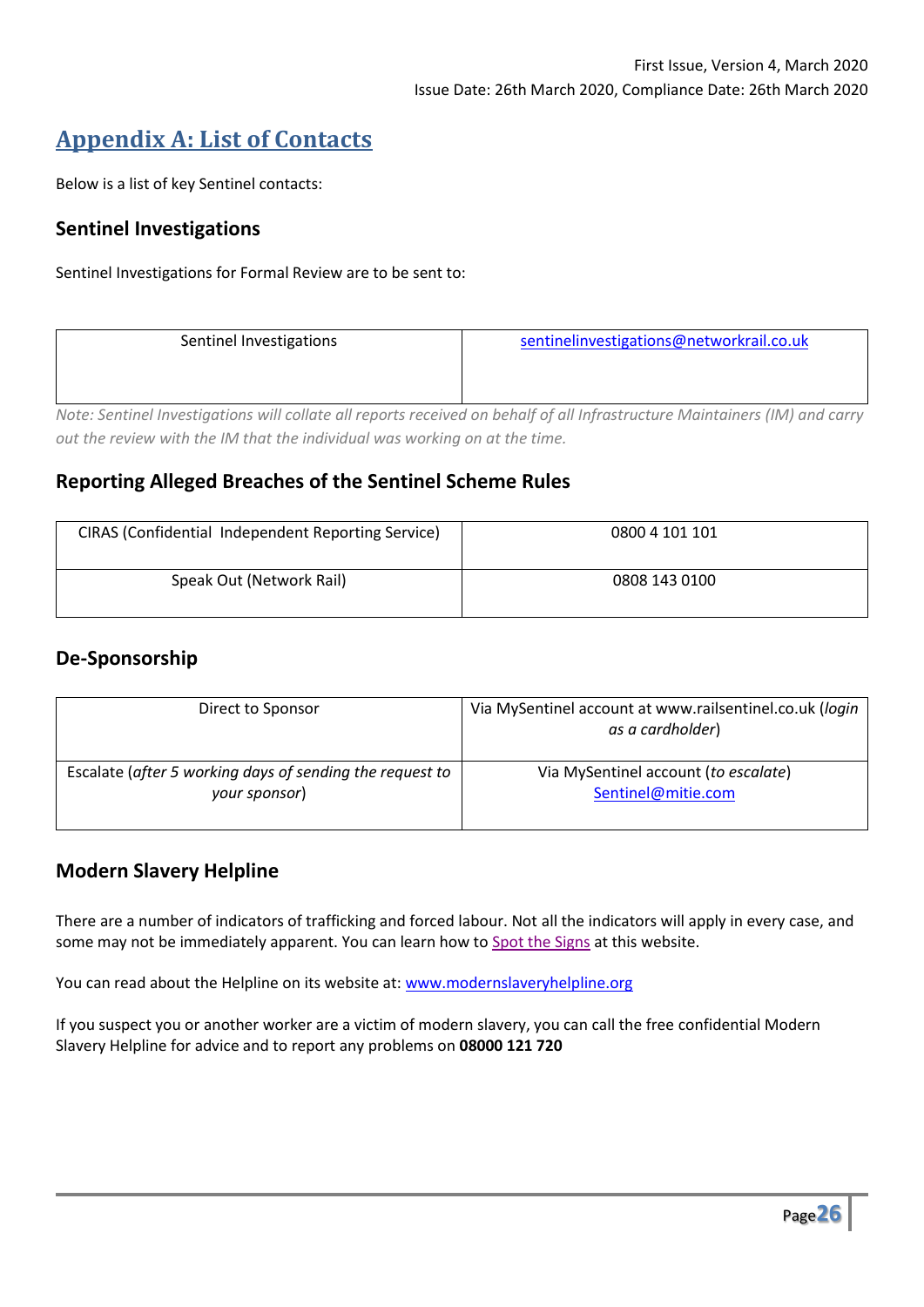# Appendix A: List of Contacts

Below is a list of key Sentinel contacts:

## Sentinel Investigations

Sentinel Investigations for Formal Review are to be sent to:

| Sentinel Investigations | sentinelinvestigations@networkrail.co.uk |
| --- | --- |

*Note: Sentinel Investigations will collate all reports received on behalf of all Infrastructure Maintainers (IM) and carry out the review with the IM that the individual was working on at the time.*

## Reporting Alleged Breaches of the Sentinel Scheme Rules

| CIRAS (Confidential Independent Reporting Service) | 0800 4 101 101 |
| --- | --- |
| Speak Out (Network Rail) | 0808 143 0100 |

## De-Sponsorship

| Direct to Sponsor | Via MySentinel account at www.railsentinel.co.uk (*login as a cardholder*) |
| --- | --- |
| Escalate (*after 5 working days of sending the request to your sponsor*) | Via MySentinel account (*to escalate*) Sentinel@mitie.com |

## Modern Slavery Helpline

There are a number of indicators of trafficking and forced labour. Not all the indicators will apply in every case, and some may not be immediately apparent. You can learn how to Spot the Signs at this website.

You can read about the Helpline on its website at: www.modernslaveryhelpline.org

If you suspect you or another worker are a victim of modern slavery, you can call the free confidential Modern Slavery Helpline for advice and to report any problems on **08000 121 720**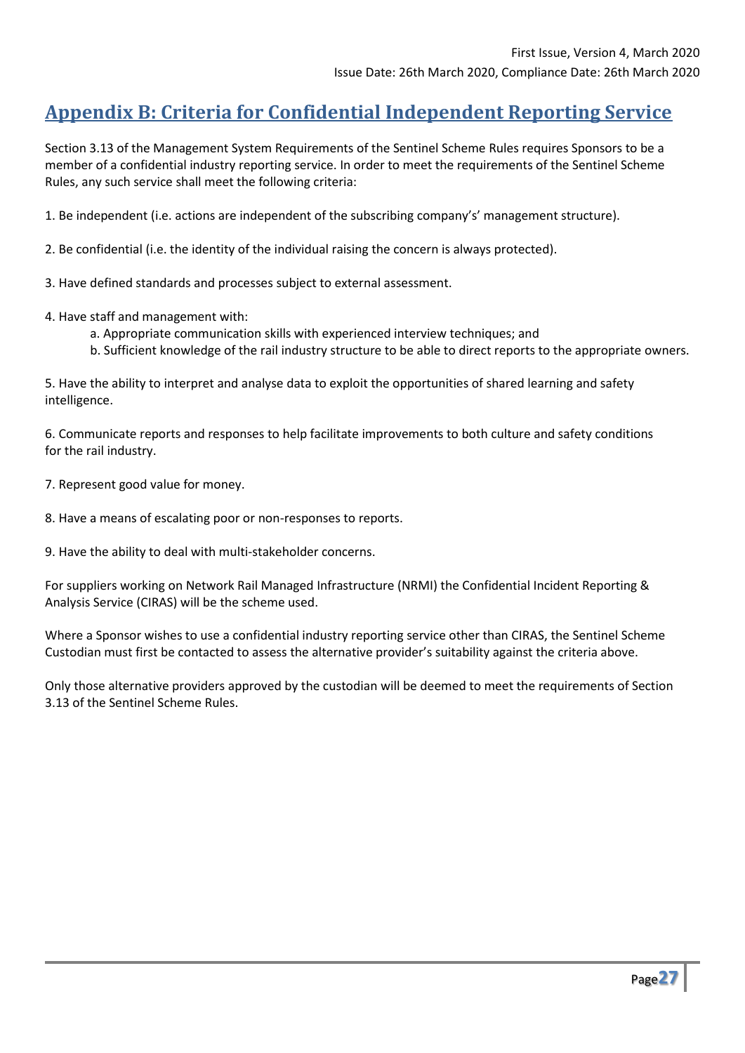# Appendix B: Criteria for Confidential Independent Reporting Service

Section 3.13 of the Management System Requirements of the Sentinel Scheme Rules requires Sponsors to be a member of a confidential industry reporting service. In order to meet the requirements of the Sentinel Scheme Rules, any such service shall meet the following criteria:

1. Be independent (i.e. actions are independent of the subscribing company's' management structure).

2. Be confidential (i.e. the identity of the individual raising the concern is always protected).

3. Have defined standards and processes subject to external assessment.

4. Have staff and management with:
   a. Appropriate communication skills with experienced interview techniques; and
   b. Sufficient knowledge of the rail industry structure to be able to direct reports to the appropriate owners.

5. Have the ability to interpret and analyse data to exploit the opportunities of shared learning and safety intelligence.

6. Communicate reports and responses to help facilitate improvements to both culture and safety conditions for the rail industry.

7. Represent good value for money.

8. Have a means of escalating poor or non-responses to reports.

9. Have the ability to deal with multi-stakeholder concerns.

For suppliers working on Network Rail Managed Infrastructure (NRMI) the Confidential Incident Reporting & Analysis Service (CIRAS) will be the scheme used.

Where a Sponsor wishes to use a confidential industry reporting service other than CIRAS, the Sentinel Scheme Custodian must first be contacted to assess the alternative provider's suitability against the criteria above.

Only those alternative providers approved by the custodian will be deemed to meet the requirements of Section 3.13 of the Sentinel Scheme Rules.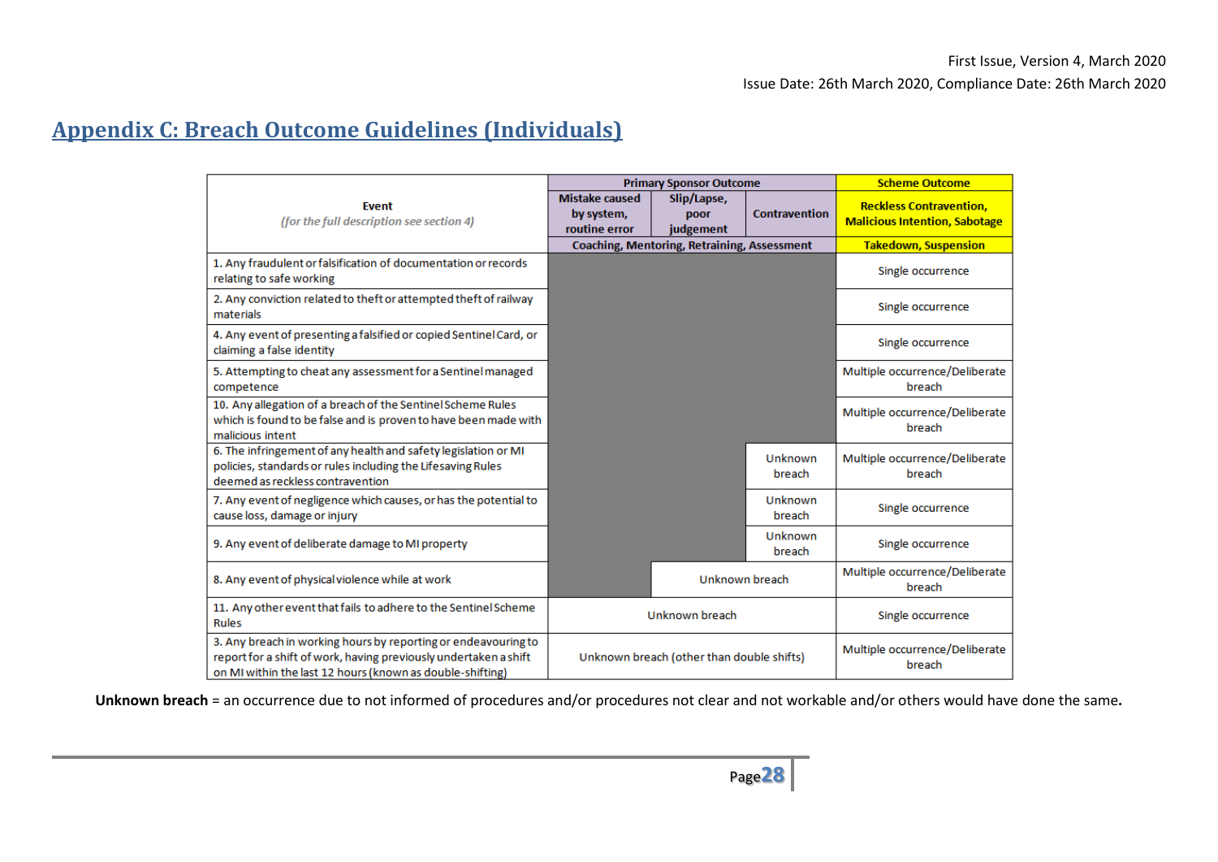## Appendix C: Breach Outcome Guidelines (Individuals)

| Event *(for the full description see section 4)* | Primary Sponsor Outcome | | | Scheme Outcome |
|---|---|---|---|---|
| | Mistake caused by system, routine error | Slip/Lapse, poor judgement | Contravention | Reckless Contravention, Malicious Intention, Sabotage |
| | Coaching, Mentoring, Retraining, Assessment | | | Takedown, Suspension |
| 1. Any fraudulent or falsification of documentation or records relating to safe working | | | | Single occurrence |
| 2. Any conviction related to theft or attempted theft of railway materials | | | | Single occurrence |
| 4. Any event of presenting a falsified or copied Sentinel Card, or claiming a false identity | | | | Single occurrence |
| 5. Attempting to cheat any assessment for a Sentinel managed competence | | | | Multiple occurrence/Deliberate breach |
| 10. Any allegation of a breach of the Sentinel Scheme Rules which is found to be false and is proven to have been made with malicious intent | | | | Multiple occurrence/Deliberate breach |
| 6. The infringement of any health and safety legislation or MI policies, standards or rules including the Lifesaving Rules deemed as reckless contravention | | | Unknown breach | Multiple occurrence/Deliberate breach |
| 7. Any event of negligence which causes, or has the potential to cause loss, damage or injury | | | Unknown breach | Single occurrence |
| 9. Any event of deliberate damage to MI property | | | Unknown breach | Single occurrence |
| 8. Any event of physical violence while at work | | Unknown breach | | Multiple occurrence/Deliberate breach |
| 11. Any other event that fails to adhere to the Sentinel Scheme Rules | Unknown breach | | | Single occurrence |
| 3. Any breach in working hours by reporting or endeavouring to report for a shift of work, having previously undertaken a shift on MI within the last 12 hours (known as double-shifting) | Unknown breach (other than double shifts) | | | Multiple occurrence/Deliberate breach |

**Unknown breach** = an occurrence due to not informed of procedures and/or procedures not clear and not workable and/or others would have done the same**.**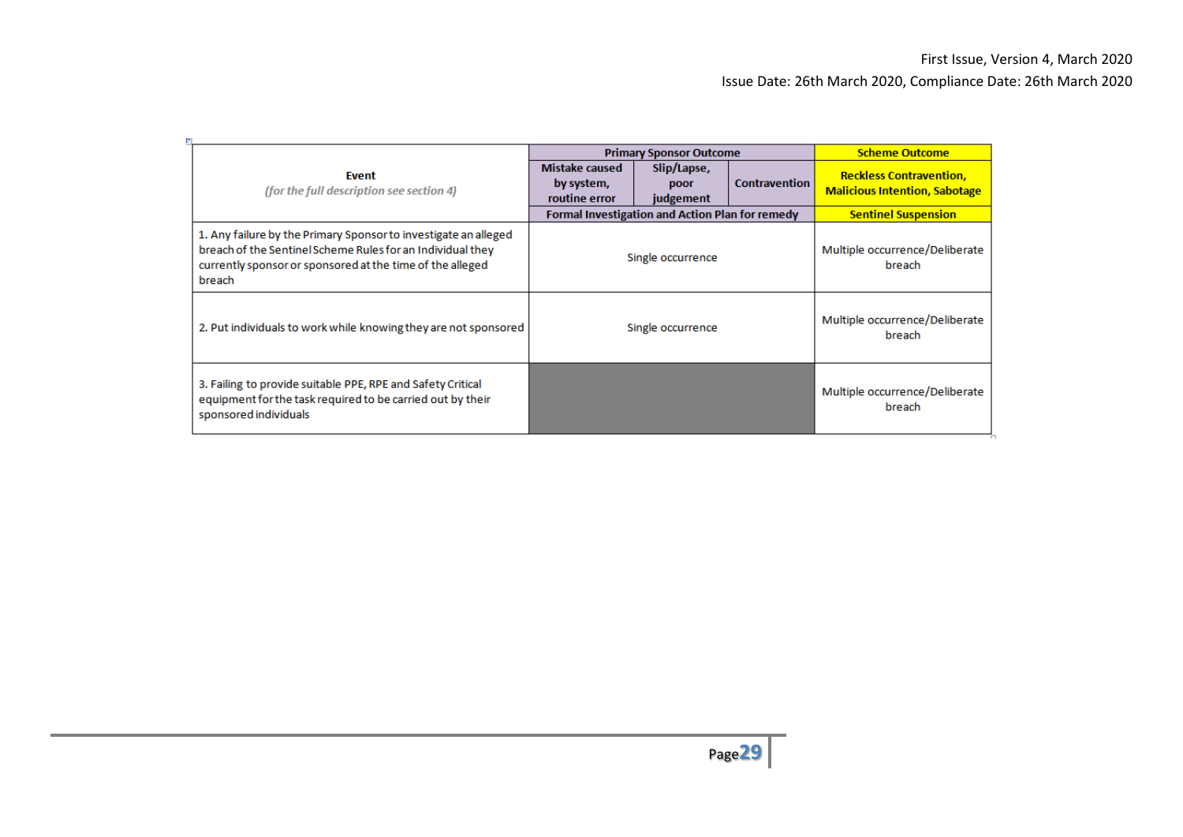| Event *(for the full description see section 4)* | Primary Sponsor Outcome | | | Scheme Outcome |
|---|---|---|---|---|
| | Mistake caused by system, routine error | Slip/Lapse, poor judgement | Contravention | Reckless Contravention, Malicious Intention, Sabotage |
| | Formal Investigation and Action Plan for remedy | | | Sentinel Suspension |
| 1. Any failure by the Primary Sponsor to investigate an alleged breach of the Sentinel Scheme Rules for an Individual they currently sponsor or sponsored at the time of the alleged breach | Single occurrence | | | Multiple occurrence/Deliberate breach |
| 2. Put individuals to work while knowing they are not sponsored | Single occurrence | | | Multiple occurrence/Deliberate breach |
| 3. Failing to provide suitable PPE, RPE and Safety Critical equipment for the task required to be carried out by their sponsored individuals | | | | Multiple occurrence/Deliberate breach |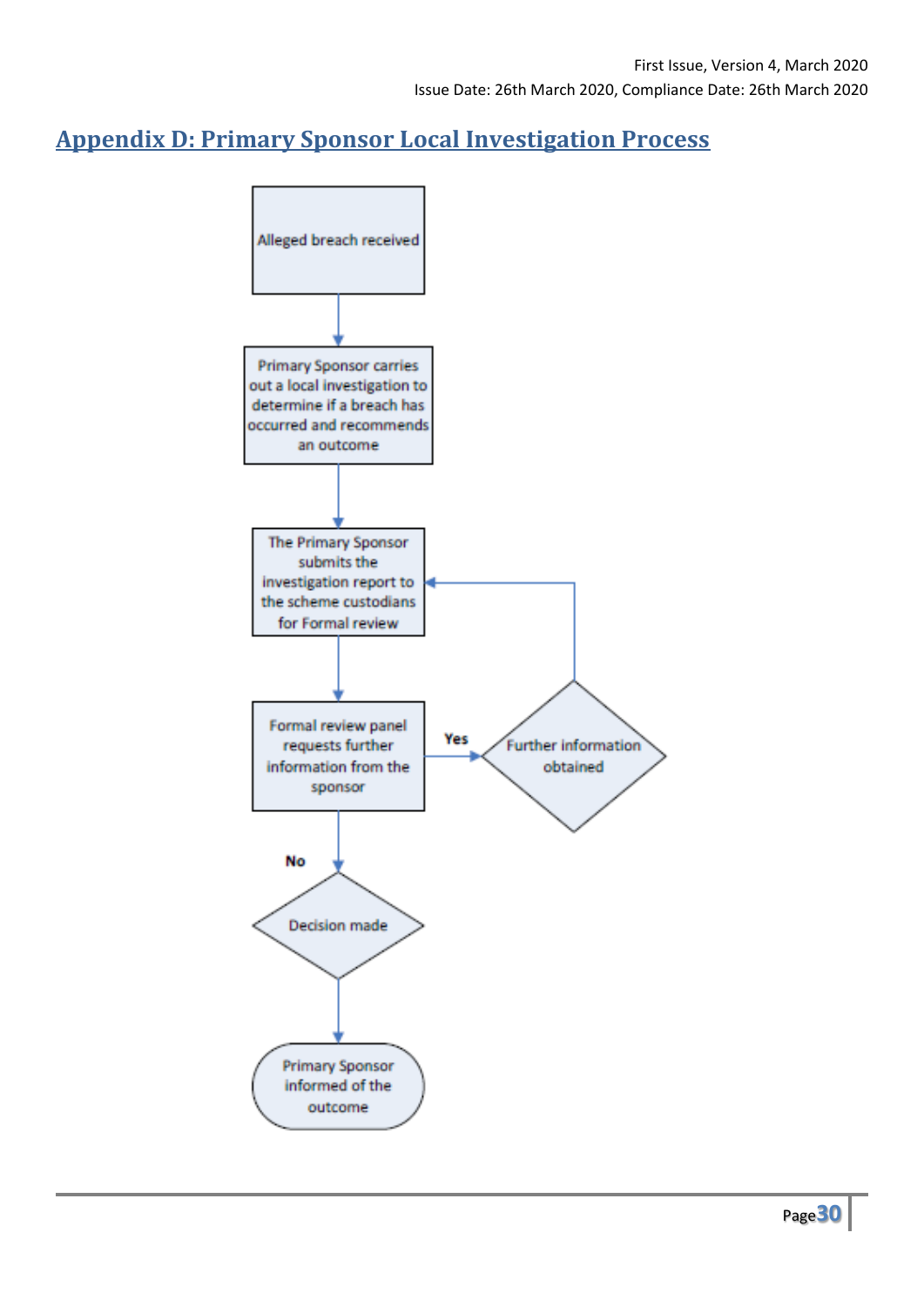## Appendix D: Primary Sponsor Local Investigation Process

Alleged breach received

Primary Sponsor carries out a local investigation to determine if a breach has occurred and recommends an outcome

The Primary Sponsor submits the investigation report to the scheme custodians for Formal review

Formal review panel requests further information from the sponsor

Yes

Further information obtained

No

Decision made

Primary Sponsor informed of the outcome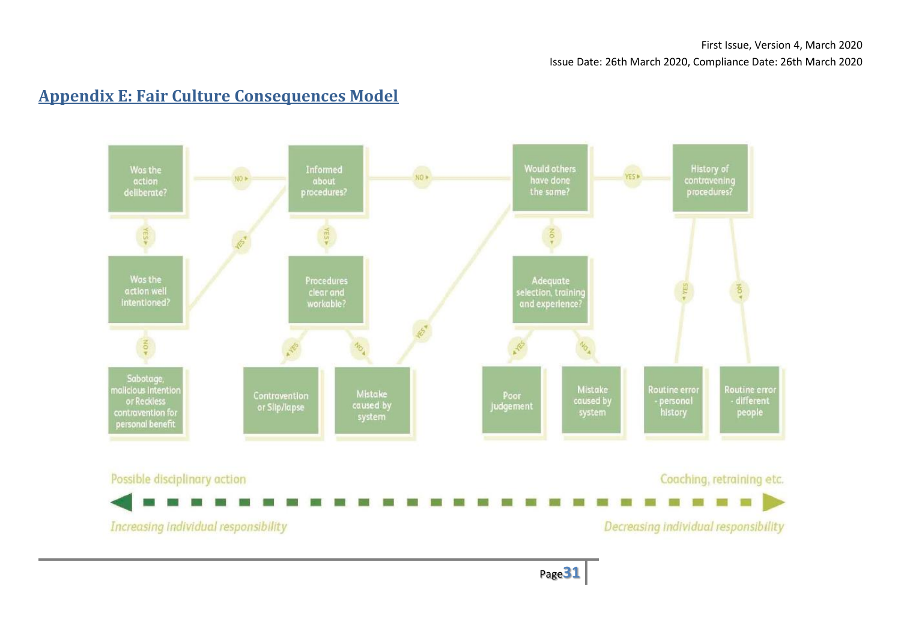## Appendix E: Fair Culture Consequences Model

Was the action deliberate?

NO ▸

Informed about procedures?

NO ▸

Would others have done the same?

YES ▸

History of contravening procedures?

YES

Was the action well intentioned?

YES

NO

Sabotage, malicious intention or Reckless contravention for personal benefit

YES

Procedures clear and workable?

YES

Contravention or Slip/lapse

NO

Mistake caused by system

YES

NO

Adequate selection, training and experience?

YES

Poor judgement

NO

Mistake caused by system

YES

Routine error - personal history

NO

Routine error - different people

Possible disciplinary action

Coaching, retraining etc.

*Increasing individual responsibility*

*Decreasing individual responsibility*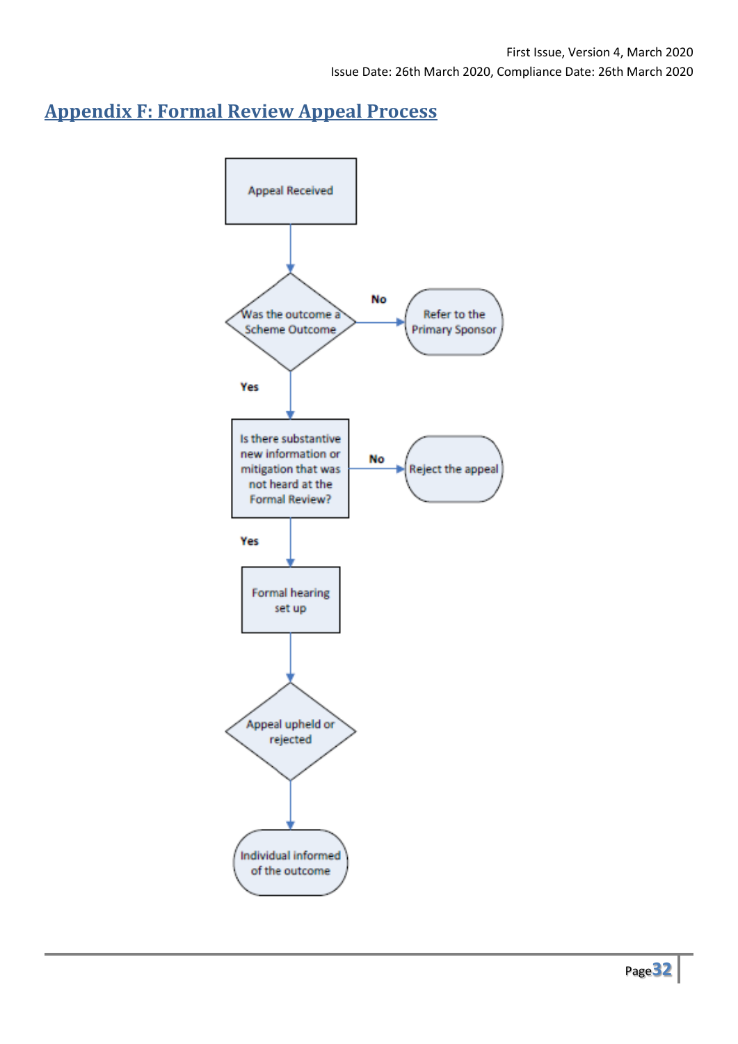## Appendix F: Formal Review Appeal Process

Appeal Received

Was the outcome a Scheme Outcome

No → Refer to the Primary Sponsor

Yes

Is there substantive new information or mitigation that was not heard at the Formal Review?

No → Reject the appeal

Yes

Formal hearing set up

Appeal upheld or rejected

Individual informed of the outcome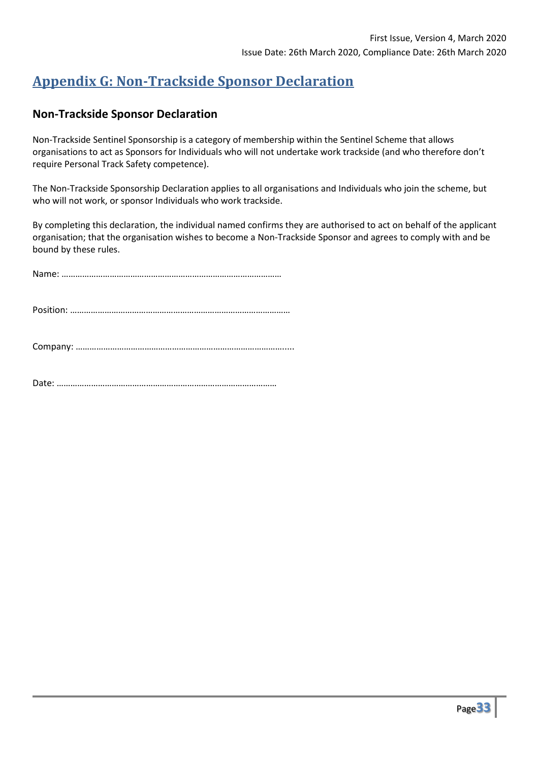# Appendix G: Non-Trackside Sponsor Declaration

## Non-Trackside Sponsor Declaration

Non-Trackside Sentinel Sponsorship is a category of membership within the Sentinel Scheme that allows organisations to act as Sponsors for Individuals who will not undertake work trackside (and who therefore don't require Personal Track Safety competence).

The Non-Trackside Sponsorship Declaration applies to all organisations and Individuals who join the scheme, but who will not work, or sponsor Individuals who work trackside.

By completing this declaration, the individual named confirms they are authorised to act on behalf of the applicant organisation; that the organisation wishes to become a Non-Trackside Sponsor and agrees to comply with and be bound by these rules.

Name: ……………………………………………………………………………………

Position: ……………………………………………………………………………………

Company: ………………………………………………………………………………….....

Date: ……………………………………………………………………………………